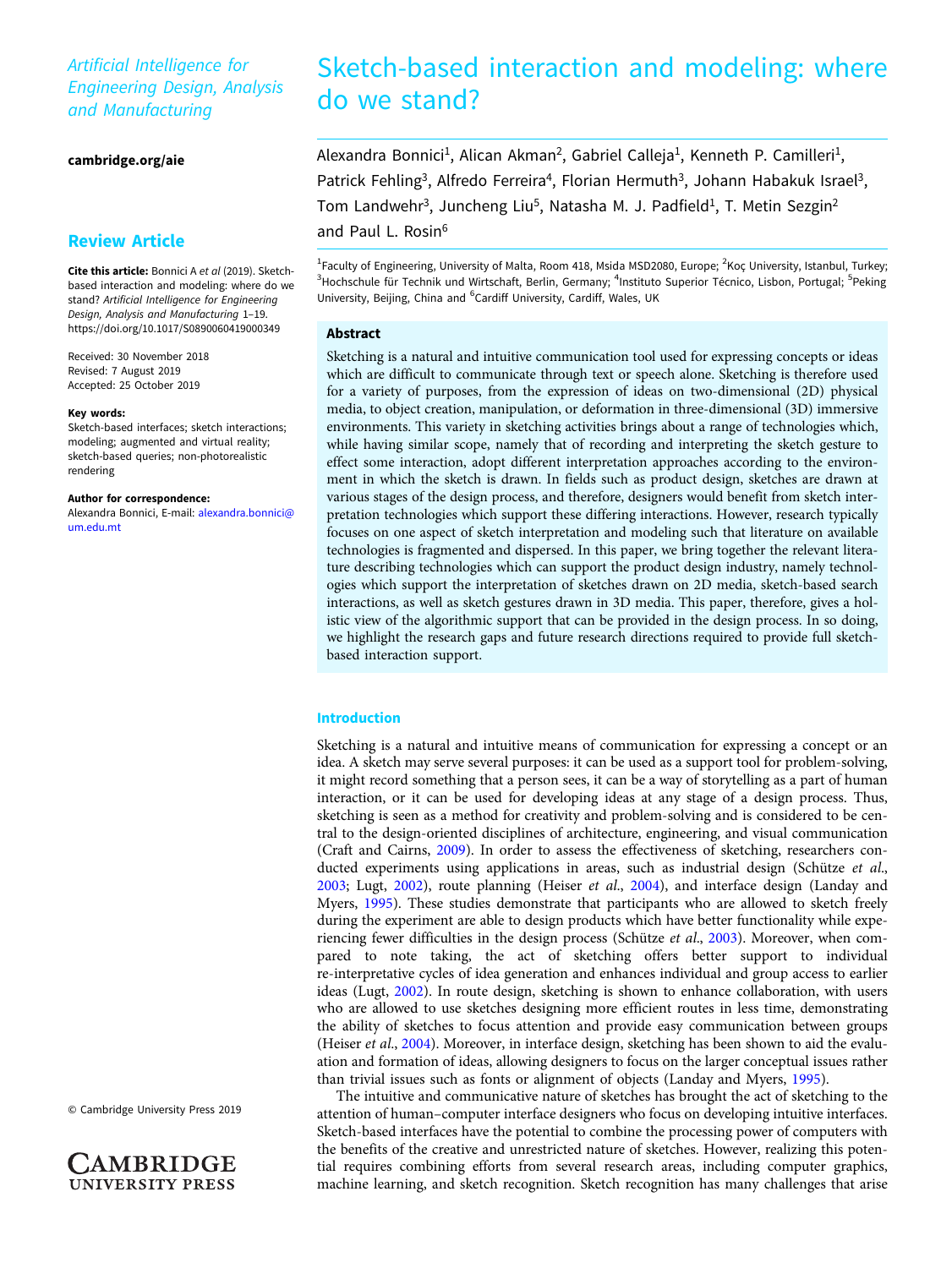*Artificial Intelligence for Engineering Design, Analysis and Manufacturing*

**cambridge.org/aie**

**Review Article**

**Cite this article:** Bonnici A *et al* (2019). Sketch-based interaction and modeling: where do we stand? *Artificial Intelligence for Engineering Design, Analysis and Manufacturing* 1–19. https://doi.org/10.1017/S0890060419000349

Received: 30 November 2018
Revised: 7 August 2019
Accepted: 25 October 2019

**Key words:**
Sketch-based interfaces; sketch interactions; modeling; augmented and virtual reality; sketch-based queries; non-photorealistic rendering

**Author for correspondence:**
Alexandra Bonnici, E-mail: alexandra.bonnici@um.edu.mt

© Cambridge University Press 2019

# Sketch-based interaction and modeling: where do we stand?

Alexandra Bonnici[1], Alican Akman[2], Gabriel Calleja[1], Kenneth P. Camilleri[1], Patrick Fehling[3], Alfredo Ferreira[4], Florian Hermuth[3], Johann Habakuk Israel[3], Tom Landwehr[3], Juncheng Liu[5], Natasha M. J. Padfield[1], T. Metin Sezgin[2] and Paul L. Rosin[6]

[1]Faculty of Engineering, University of Malta, Room 418, Msida MSD2080, Europe; [2]Koç University, Istanbul, Turkey; [3]Hochschule für Technik und Wirtschaft, Berlin, Germany; [4]Instituto Superior Técnico, Lisbon, Portugal; [5]Peking University, Beijing, China and [6]Cardiff University, Cardiff, Wales, UK

## Abstract

Sketching is a natural and intuitive communication tool used for expressing concepts or ideas which are difficult to communicate through text or speech alone. Sketching is therefore used for a variety of purposes, from the expression of ideas on two-dimensional (2D) physical media, to object creation, manipulation, or deformation in three-dimensional (3D) immersive environments. This variety in sketching activities brings about a range of technologies which, while having similar scope, namely that of recording and interpreting the sketch gesture to effect some interaction, adopt different interpretation approaches according to the environment in which the sketch is drawn. In fields such as product design, sketches are drawn at various stages of the design process, and therefore, designers would benefit from sketch interpretation technologies which support these differing interactions. However, research typically focuses on one aspect of sketch interpretation and modeling such that literature on available technologies is fragmented and dispersed. In this paper, we bring together the relevant literature describing technologies which can support the product design industry, namely technologies which support the interpretation of sketches drawn on 2D media, sketch-based search interactions, as well as sketch gestures drawn in 3D media. This paper, therefore, gives a holistic view of the algorithmic support that can be provided in the design process. In so doing, we highlight the research gaps and future research directions required to provide full sketch-based interaction support.

## Introduction

Sketching is a natural and intuitive means of communication for expressing a concept or an idea. A sketch may serve several purposes: it can be used as a support tool for problem-solving, it might record something that a person sees, it can be a way of storytelling as a part of human interaction, or it can be used for developing ideas at any stage of a design process. Thus, sketching is seen as a method for creativity and problem-solving and is considered to be central to the design-oriented disciplines of architecture, engineering, and visual communication (Craft and Cairns, 2009). In order to assess the effectiveness of sketching, researchers conducted experiments using applications in areas, such as industrial design (Schütze *et al*., 2003; Lugt, 2002), route planning (Heiser *et al*., 2004), and interface design (Landay and Myers, 1995). These studies demonstrate that participants who are allowed to sketch freely during the experiment are able to design products which have better functionality while experiencing fewer difficulties in the design process (Schütze *et al*., 2003). Moreover, when compared to note taking, the act of sketching offers better support to individual re-interpretative cycles of idea generation and enhances individual and group access to earlier ideas (Lugt, 2002). In route design, sketching is shown to enhance collaboration, with users who are allowed to use sketches designing more efficient routes in less time, demonstrating the ability of sketches to focus attention and provide easy communication between groups (Heiser *et al*., 2004). Moreover, in interface design, sketching has been shown to aid the evaluation and formation of ideas, allowing designers to focus on the larger conceptual issues rather than trivial issues such as fonts or alignment of objects (Landay and Myers, 1995).

The intuitive and communicative nature of sketches has brought the act of sketching to the attention of human–computer interface designers who focus on developing intuitive interfaces. Sketch-based interfaces have the potential to combine the processing power of computers with the benefits of the creative and unrestricted nature of sketches. However, realizing this potential requires combining efforts from several research areas, including computer graphics, machine learning, and sketch recognition. Sketch recognition has many challenges that arise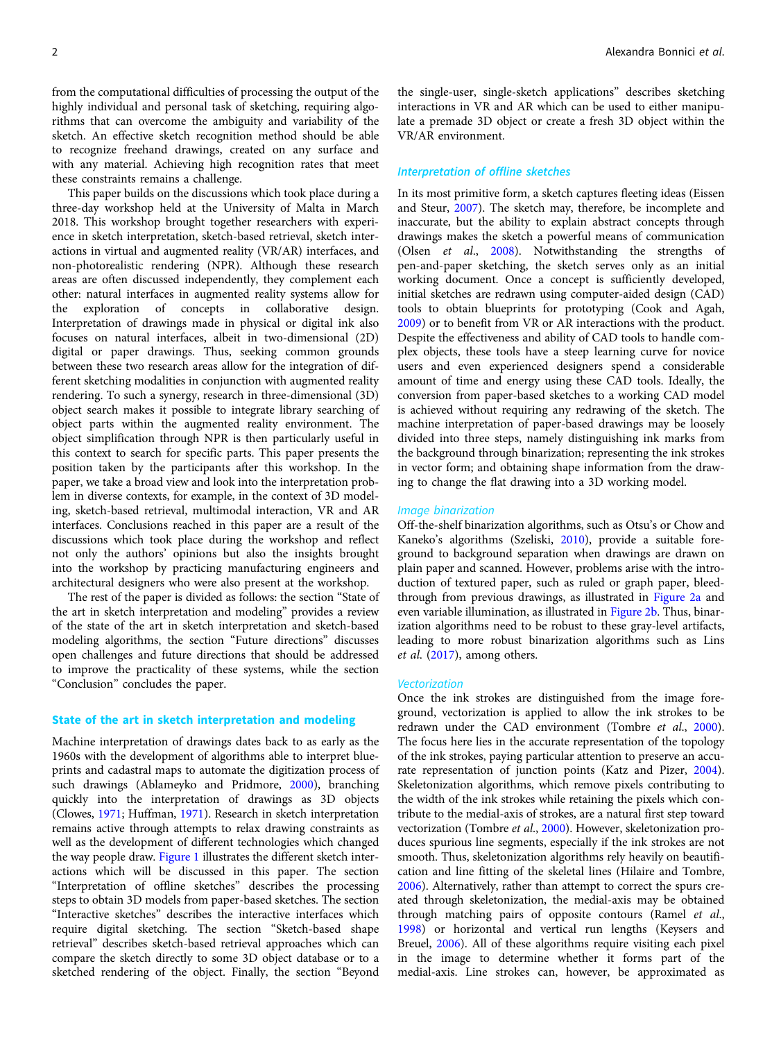from the computational difficulties of processing the output of the highly individual and personal task of sketching, requiring algorithms that can overcome the ambiguity and variability of the sketch. An effective sketch recognition method should be able to recognize freehand drawings, created on any surface and with any material. Achieving high recognition rates that meet these constraints remains a challenge.

This paper builds on the discussions which took place during a three-day workshop held at the University of Malta in March 2018. This workshop brought together researchers with experience in sketch interpretation, sketch-based retrieval, sketch interactions in virtual and augmented reality (VR/AR) interfaces, and non-photorealistic rendering (NPR). Although these research areas are often discussed independently, they complement each other: natural interfaces in augmented reality systems allow for the exploration of concepts in collaborative design. Interpretation of drawings made in physical or digital ink also focuses on natural interfaces, albeit in two-dimensional (2D) digital or paper drawings. Thus, seeking common grounds between these two research areas allow for the integration of different sketching modalities in conjunction with augmented reality rendering. To such a synergy, research in three-dimensional (3D) object search makes it possible to integrate library searching of object parts within the augmented reality environment. The object simplification through NPR is then particularly useful in this context to search for specific parts. This paper presents the position taken by the participants after this workshop. In the paper, we take a broad view and look into the interpretation problem in diverse contexts, for example, in the context of 3D modeling, sketch-based retrieval, multimodal interaction, VR and AR interfaces. Conclusions reached in this paper are a result of the discussions which took place during the workshop and reflect not only the authors' opinions but also the insights brought into the workshop by practicing manufacturing engineers and architectural designers who were also present at the workshop.

The rest of the paper is divided as follows: the section "State of the art in sketch interpretation and modeling" provides a review of the state of the art in sketch interpretation and sketch-based modeling algorithms, the section "Future directions" discusses open challenges and future directions that should be addressed to improve the practicality of these systems, while the section "Conclusion" concludes the paper.

## State of the art in sketch interpretation and modeling

Machine interpretation of drawings dates back to as early as the 1960s with the development of algorithms able to interpret blueprints and cadastral maps to automate the digitization process of such drawings (Ablameyko and Pridmore, 2000), branching quickly into the interpretation of drawings as 3D objects (Clowes, 1971; Huffman, 1971). Research in sketch interpretation remains active through attempts to relax drawing constraints as well as the development of different technologies which changed the way people draw. Figure 1 illustrates the different sketch interactions which will be discussed in this paper. The section "Interpretation of offline sketches" describes the processing steps to obtain 3D models from paper-based sketches. The section "Interactive sketches" describes the interactive interfaces which require digital sketching. The section "Sketch-based shape retrieval" describes sketch-based retrieval approaches which can compare the sketch directly to some 3D object database or to a sketched rendering of the object. Finally, the section "Beyond the single-user, single-sketch applications" describes sketching interactions in VR and AR which can be used to either manipulate a premade 3D object or create a fresh 3D object within the VR/AR environment.

### Interpretation of offline sketches

In its most primitive form, a sketch captures fleeting ideas (Eissen and Steur, 2007). The sketch may, therefore, be incomplete and inaccurate, but the ability to explain abstract concepts through drawings makes the sketch a powerful means of communication (Olsen *et al.*, 2008). Notwithstanding the strengths of pen-and-paper sketching, the sketch serves only as an initial working document. Once a concept is sufficiently developed, initial sketches are redrawn using computer-aided design (CAD) tools to obtain blueprints for prototyping (Cook and Agah, 2009) or to benefit from VR or AR interactions with the product. Despite the effectiveness and ability of CAD tools to handle complex objects, these tools have a steep learning curve for novice users and even experienced designers spend a considerable amount of time and energy using these CAD tools. Ideally, the conversion from paper-based sketches to a working CAD model is achieved without requiring any redrawing of the sketch. The machine interpretation of paper-based drawings may be loosely divided into three steps, namely distinguishing ink marks from the background through binarization; representing the ink strokes in vector form; and obtaining shape information from the drawing to change the flat drawing into a 3D working model.

#### Image binarization

Off-the-shelf binarization algorithms, such as Otsu's or Chow and Kaneko's algorithms (Szeliski, 2010), provide a suitable foreground to background separation when drawings are drawn on plain paper and scanned. However, problems arise with the introduction of textured paper, such as ruled or graph paper, bleed-through from previous drawings, as illustrated in Figure 2a and even variable illumination, as illustrated in Figure 2b. Thus, binarization algorithms need to be robust to these gray-level artifacts, leading to more robust binarization algorithms such as Lins *et al.* (2017), among others.

#### Vectorization

Once the ink strokes are distinguished from the image foreground, vectorization is applied to allow the ink strokes to be redrawn under the CAD environment (Tombre *et al.*, 2000). The focus here lies in the accurate representation of the topology of the ink strokes, paying particular attention to preserve an accurate representation of junction points (Katz and Pizer, 2004). Skeletonization algorithms, which remove pixels contributing to the width of the ink strokes while retaining the pixels which contribute to the medial-axis of strokes, are a natural first step toward vectorization (Tombre *et al.*, 2000). However, skeletonization produces spurious line segments, especially if the ink strokes are not smooth. Thus, skeletonization algorithms rely heavily on beautification and line fitting of the skeletal lines (Hilaire and Tombre, 2006). Alternatively, rather than attempt to correct the spurs created through skeletonization, the medial-axis may be obtained through matching pairs of opposite contours (Ramel *et al.*, 1998) or horizontal and vertical run lengths (Keysers and Breuel, 2006). All of these algorithms require visiting each pixel in the image to determine whether it forms part of the medial-axis. Line strokes can, however, be approximated as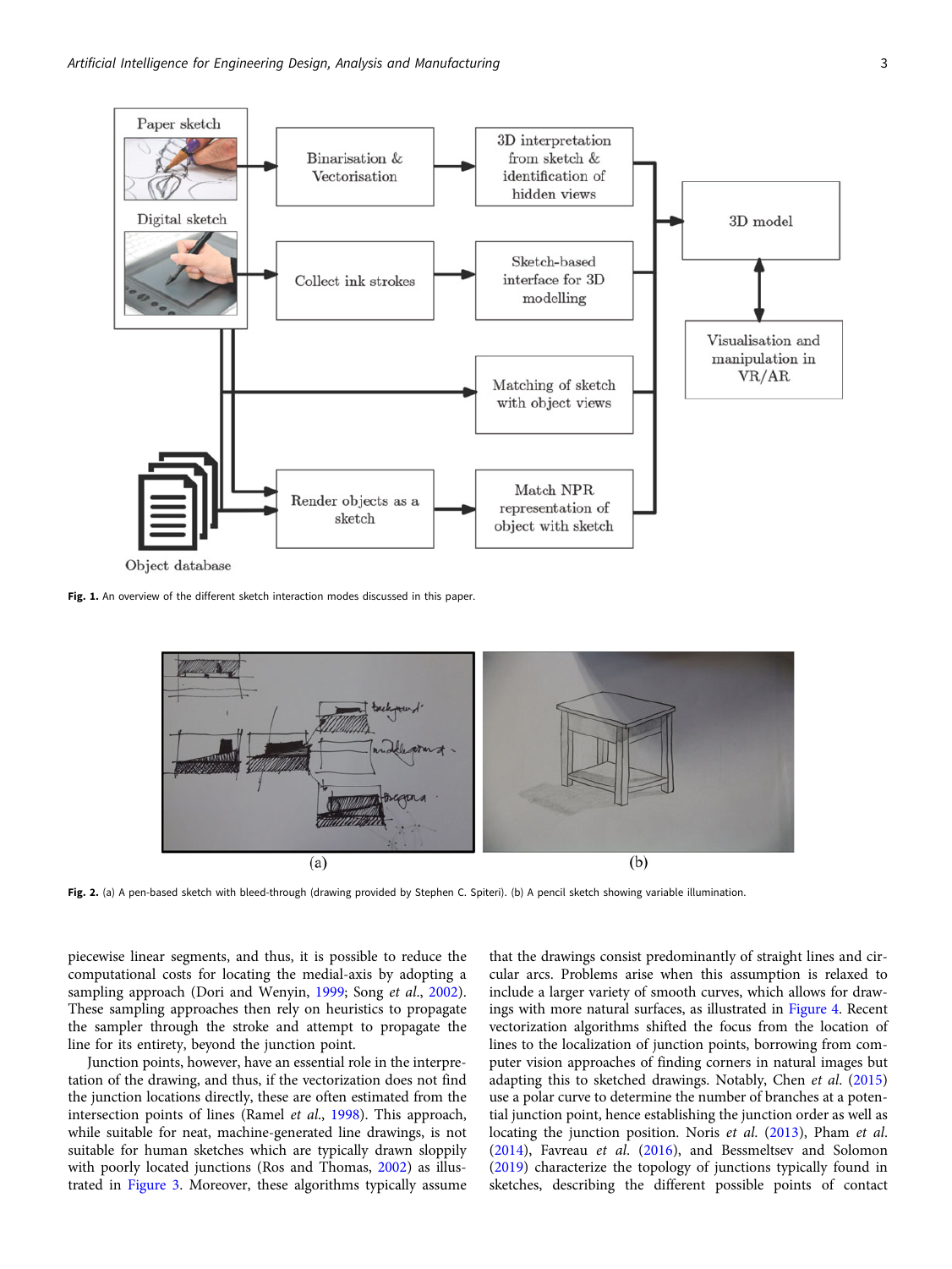Fig. 1. An overview of the different sketch interaction modes discussed in this paper.

Fig. 2. (a) A pen-based sketch with bleed-through (drawing provided by Stephen C. Spiteri). (b) A pencil sketch showing variable illumination.

piecewise linear segments, and thus, it is possible to reduce the computational costs for locating the medial-axis by adopting a sampling approach (Dori and Wenyin, 1999; Song *et al*., 2002). These sampling approaches then rely on heuristics to propagate the sampler through the stroke and attempt to propagate the line for its entirety, beyond the junction point.

Junction points, however, have an essential role in the interpretation of the drawing, and thus, if the vectorization does not find the junction locations directly, these are often estimated from the intersection points of lines (Ramel *et al*., 1998). This approach, while suitable for neat, machine-generated line drawings, is not suitable for human sketches which are typically drawn sloppily with poorly located junctions (Ros and Thomas, 2002) as illustrated in Figure 3. Moreover, these algorithms typically assume that the drawings consist predominantly of straight lines and circular arcs. Problems arise when this assumption is relaxed to include a larger variety of smooth curves, which allows for drawings with more natural surfaces, as illustrated in Figure 4. Recent vectorization algorithms shifted the focus from the location of lines to the localization of junction points, borrowing from computer vision approaches of finding corners in natural images but adapting this to sketched drawings. Notably, Chen *et al*. (2015) use a polar curve to determine the number of branches at a potential junction point, hence establishing the junction order as well as locating the junction position. Noris *et al*. (2013), Pham *et al*. (2014), Favreau *et al*. (2016), and Bessmeltsev and Solomon (2019) characterize the topology of junctions typically found in sketches, describing the different possible points of contact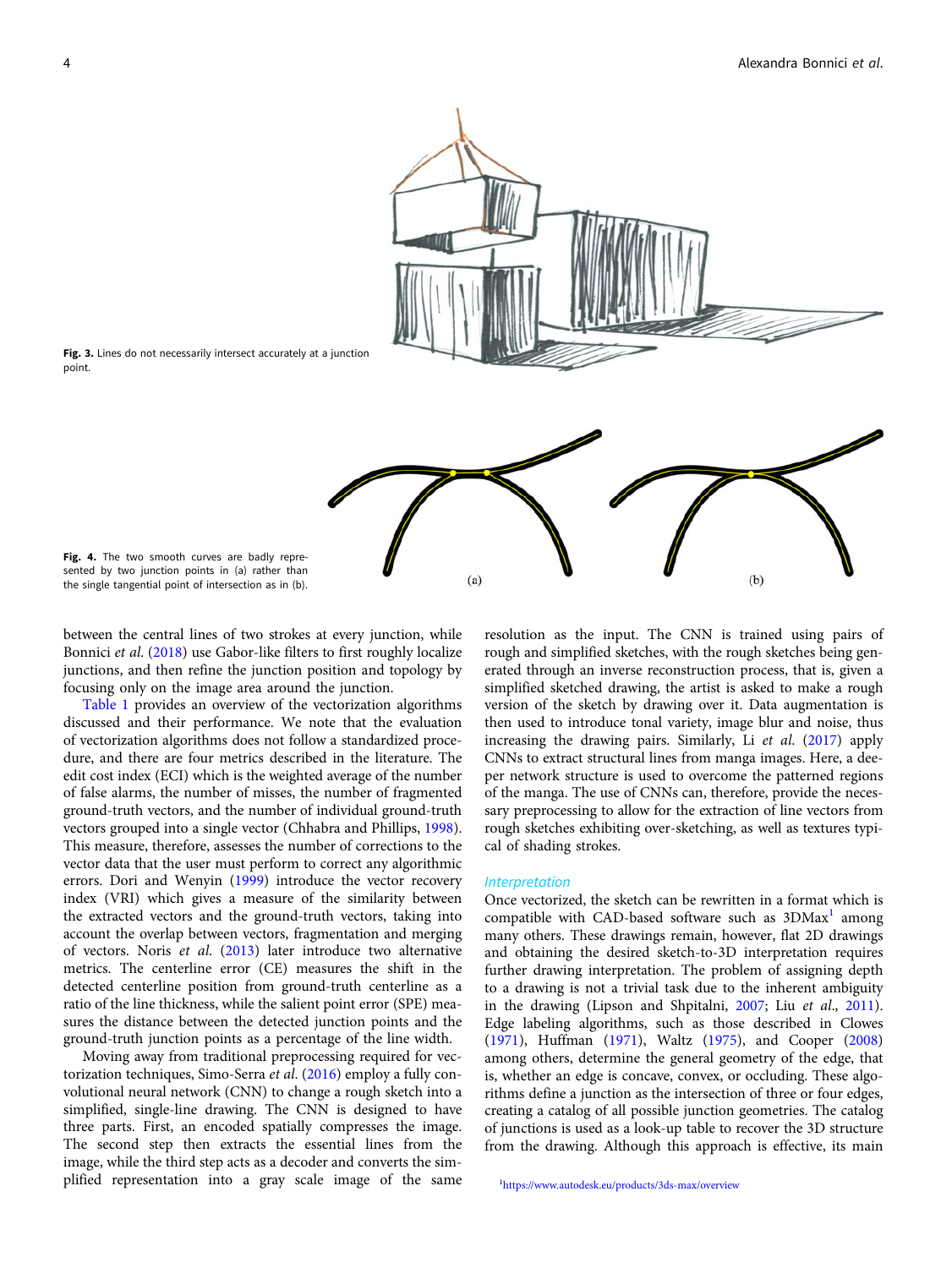Fig. 3. Lines do not necessarily intersect accurately at a junction point.

Fig. 4. The two smooth curves are badly represented by two junction points in (a) rather than the single tangential point of intersection as in (b).

between the central lines of two strokes at every junction, while Bonnici *et al.* (2018) use Gabor-like filters to first roughly localize junctions, and then refine the junction position and topology by focusing only on the image area around the junction.

Table 1 provides an overview of the vectorization algorithms discussed and their performance. We note that the evaluation of vectorization algorithms does not follow a standardized procedure, and there are four metrics described in the literature. The edit cost index (ECI) which is the weighted average of the number of false alarms, the number of misses, the number of fragmented ground-truth vectors, and the number of individual ground-truth vectors grouped into a single vector (Chhabra and Phillips, 1998). This measure, therefore, assesses the number of corrections to the vector data that the user must perform to correct any algorithmic errors. Dori and Wenyin (1999) introduce the vector recovery index (VRI) which gives a measure of the similarity between the extracted vectors and the ground-truth vectors, taking into account the overlap between vectors, fragmentation and merging of vectors. Noris *et al.* (2013) later introduce two alternative metrics. The centerline error (CE) measures the shift in the detected centerline position from ground-truth centerline as a ratio of the line thickness, while the salient point error (SPE) measures the distance between the detected junction points and the ground-truth junction points as a percentage of the line width.

Moving away from traditional preprocessing required for vectorization techniques, Simo-Serra *et al.* (2016) employ a fully convolutional neural network (CNN) to change a rough sketch into a simplified, single-line drawing. The CNN is designed to have three parts. First, an encoded spatially compresses the image. The second step then extracts the essential lines from the image, while the third step acts as a decoder and converts the simplified representation into a gray scale image of the same resolution as the input. The CNN is trained using pairs of rough and simplified sketches, with the rough sketches being generated through an inverse reconstruction process, that is, given a simplified sketched drawing, the artist is asked to make a rough version of the sketch by drawing over it. Data augmentation is then used to introduce tonal variety, image blur and noise, thus increasing the drawing pairs. Similarly, Li *et al.* (2017) apply CNNs to extract structural lines from manga images. Here, a deeper network structure is used to overcome the patterned regions of the manga. The use of CNNs can, therefore, provide the necessary preprocessing to allow for the extraction of line vectors from rough sketches exhibiting over-sketching, as well as textures typical of shading strokes.

### Interpretation

Once vectorized, the sketch can be rewritten in a format which is compatible with CAD-based software such as 3DMax[1] among many others. These drawings remain, however, flat 2D drawings and obtaining the desired sketch-to-3D interpretation requires further drawing interpretation. The problem of assigning depth to a drawing is not a trivial task due to the inherent ambiguity in the drawing (Lipson and Shpitalni, 2007; Liu *et al.*, 2011). Edge labeling algorithms, such as those described in Clowes (1971), Huffman (1971), Waltz (1975), and Cooper (2008) among others, determine the general geometry of the edge, that is, whether an edge is concave, convex, or occluding. These algorithms define a junction as the intersection of three or four edges, creating a catalog of all possible junction geometries. The catalog of junctions is used as a look-up table to recover the 3D structure from the drawing. Although this approach is effective, its main

[1]https://www.autodesk.eu/products/3ds-max/overview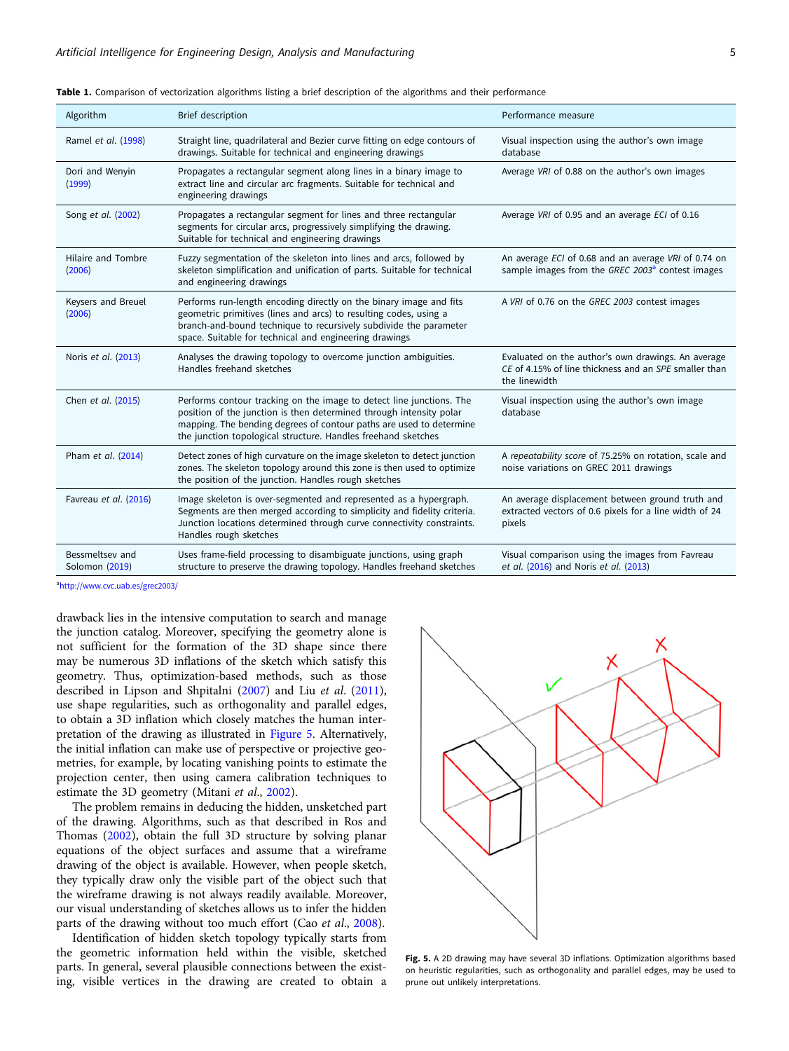**Table 1.** Comparison of vectorization algorithms listing a brief description of the algorithms and their performance

| Algorithm | Brief description | Performance measure |
|---|---|---|
| Ramel *et al.* (1998) | Straight line, quadrilateral and Bezier curve fitting on edge contours of drawings. Suitable for technical and engineering drawings | Visual inspection using the author's own image database |
| Dori and Wenyin (1999) | Propagates a rectangular segment along lines in a binary image to extract line and circular arc fragments. Suitable for technical and engineering drawings | Average *VRI* of 0.88 on the author's own images |
| Song *et al.* (2002) | Propagates a rectangular segment for lines and three rectangular segments for circular arcs, progressively simplifying the drawing. Suitable for technical and engineering drawings | Average *VRI* of 0.95 and an average *ECI* of 0.16 |
| Hilaire and Tombre (2006) | Fuzzy segmentation of the skeleton into lines and arcs, followed by skeleton simplification and unification of parts. Suitable for technical and engineering drawings | An average *ECI* of 0.68 and an average *VRI* of 0.74 on sample images from the *GREC 2003*[a] contest images |
| Keysers and Breuel (2006) | Performs run-length encoding directly on the binary image and fits geometric primitives (lines and arcs) to resulting codes, using a branch-and-bound technique to recursively subdivide the parameter space. Suitable for technical and engineering drawings | A *VRI* of 0.76 on the *GREC 2003* contest images |
| Noris *et al.* (2013) | Analyses the drawing topology to overcome junction ambiguities. Handles freehand sketches | Evaluated on the author's own drawings. An average *CE* of 4.15% of line thickness and an *SPE* smaller than the linewidth |
| Chen *et al.* (2015) | Performs contour tracking on the image to detect line junctions. The position of the junction is then determined through intensity polar mapping. The bending degrees of contour paths are used to determine the junction topological structure. Handles freehand sketches | Visual inspection using the author's own image database |
| Pham *et al.* (2014) | Detect zones of high curvature on the image skeleton to detect junction zones. The skeleton topology around this zone is then used to optimize the position of the junction. Handles rough sketches | A *repeatability score* of 75.25% on rotation, scale and noise variations on GREC 2011 drawings |
| Favreau *et al.* (2016) | Image skeleton is over-segmented and represented as a hypergraph. Segments are then merged according to simplicity and fidelity criteria. Junction locations determined through curve connectivity constraints. Handles rough sketches | An average displacement between ground truth and extracted vectors of 0.6 pixels for a line width of 24 pixels |
| Bessmeltsev and Solomon (2019) | Uses frame-field processing to disambiguate junctions, using graph structure to preserve the drawing topology. Handles freehand sketches | Visual comparison using the images from Favreau *et al.* (2016) and Noris *et al.* (2013) |

[a] http://www.cvc.uab.es/grec2003/

drawback lies in the intensive computation to search and manage the junction catalog. Moreover, specifying the geometry alone is not sufficient for the formation of the 3D shape since there may be numerous 3D inflations of the sketch which satisfy this geometry. Thus, optimization-based methods, such as those described in Lipson and Shpitalni (2007) and Liu *et al.* (2011), use shape regularities, such as orthogonality and parallel edges, to obtain a 3D inflation which closely matches the human interpretation of the drawing as illustrated in Figure 5. Alternatively, the initial inflation can make use of perspective or projective geometries, for example, by locating vanishing points to estimate the projection center, then using camera calibration techniques to estimate the 3D geometry (Mitani *et al.*, 2002).

The problem remains in deducing the hidden, unsketched part of the drawing. Algorithms, such as that described in Ros and Thomas (2002), obtain the full 3D structure by solving planar equations of the object surfaces and assume that a wireframe drawing of the object is available. However, when people sketch, they typically draw only the visible part of the object such that the wireframe drawing is not always readily available. Moreover, our visual understanding of sketches allows us to infer the hidden parts of the drawing without too much effort (Cao *et al.*, 2008).

Identification of hidden sketch topology typically starts from the geometric information held within the visible, sketched parts. In general, several plausible connections between the existing, visible vertices in the drawing are created to obtain a

**Fig. 5.** A 2D drawing may have several 3D inflations. Optimization algorithms based on heuristic regularities, such as orthogonality and parallel edges, may be used to prune out unlikely interpretations.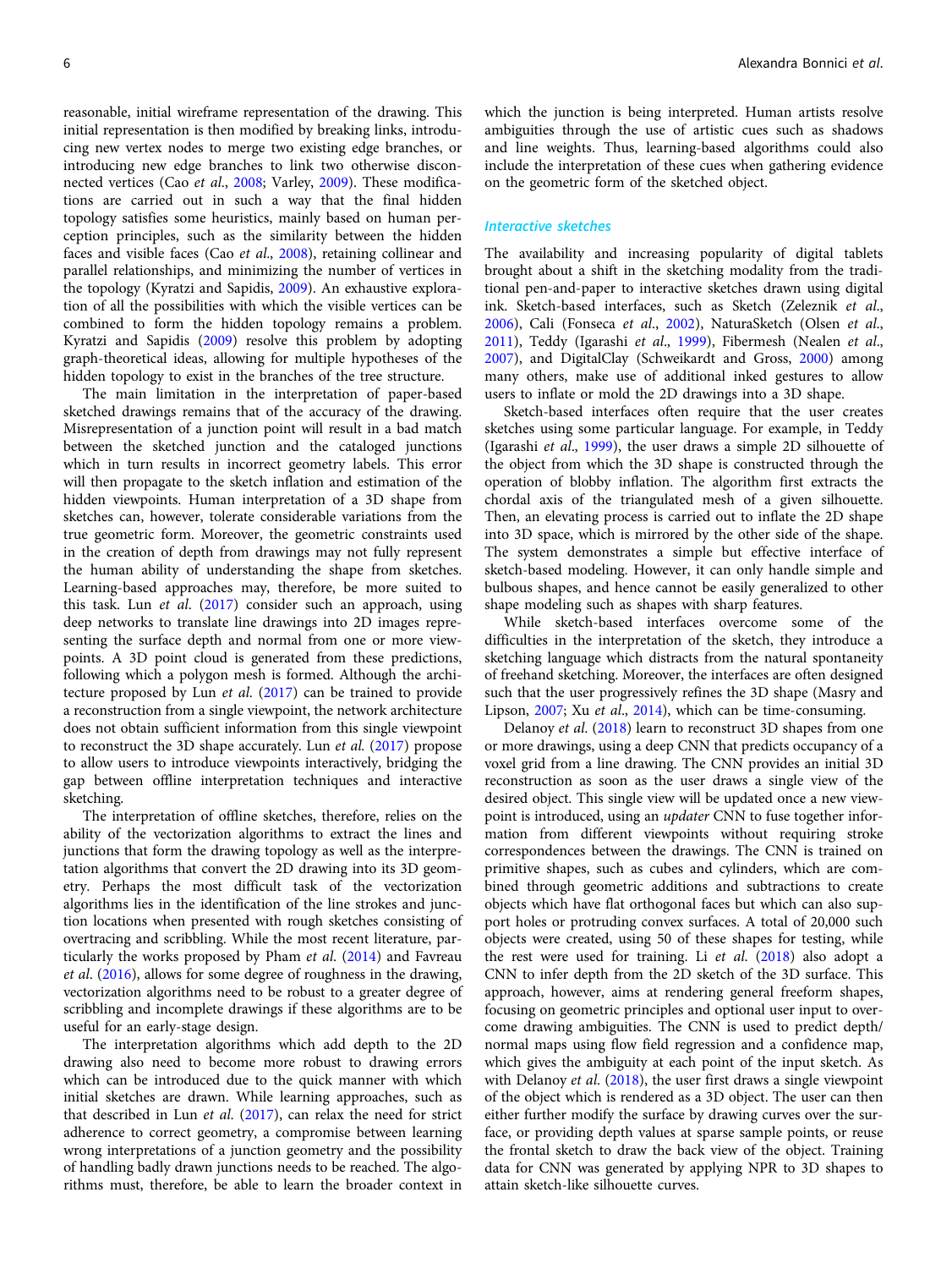reasonable, initial wireframe representation of the drawing. This initial representation is then modified by breaking links, introducing new vertex nodes to merge two existing edge branches, or introducing new edge branches to link two otherwise disconnected vertices (Cao *et al.*, 2008; Varley, 2009). These modifications are carried out in such a way that the final hidden topology satisfies some heuristics, mainly based on human perception principles, such as the similarity between the hidden faces and visible faces (Cao *et al.*, 2008), retaining collinear and parallel relationships, and minimizing the number of vertices in the topology (Kyratzi and Sapidis, 2009). An exhaustive exploration of all the possibilities with which the visible vertices can be combined to form the hidden topology remains a problem. Kyratzi and Sapidis (2009) resolve this problem by adopting graph-theoretical ideas, allowing for multiple hypotheses of the hidden topology to exist in the branches of the tree structure.

The main limitation in the interpretation of paper-based sketched drawings remains that of the accuracy of the drawing. Misrepresentation of a junction point will result in a bad match between the sketched junction and the cataloged junctions which in turn results in incorrect geometry labels. This error will then propagate to the sketch inflation and estimation of the hidden viewpoints. Human interpretation of a 3D shape from sketches can, however, tolerate considerable variations from the true geometric form. Moreover, the geometric constraints used in the creation of depth from drawings may not fully represent the human ability of understanding the shape from sketches. Learning-based approaches may, therefore, be more suited to this task. Lun *et al.* (2017) consider such an approach, using deep networks to translate line drawings into 2D images representing the surface depth and normal from one or more viewpoints. A 3D point cloud is generated from these predictions, following which a polygon mesh is formed. Although the architecture proposed by Lun *et al.* (2017) can be trained to provide a reconstruction from a single viewpoint, the network architecture does not obtain sufficient information from this single viewpoint to reconstruct the 3D shape accurately. Lun *et al.* (2017) propose to allow users to introduce viewpoints interactively, bridging the gap between offline interpretation techniques and interactive sketching.

The interpretation of offline sketches, therefore, relies on the ability of the vectorization algorithms to extract the lines and junctions that form the drawing topology as well as the interpretation algorithms that convert the 2D drawing into its 3D geometry. Perhaps the most difficult task of the vectorization algorithms lies in the identification of the line strokes and junction locations when presented with rough sketches consisting of overtracing and scribbling. While the most recent literature, particularly the works proposed by Pham *et al.* (2014) and Favreau *et al.* (2016), allows for some degree of roughness in the drawing, vectorization algorithms need to be robust to a greater degree of scribbling and incomplete drawings if these algorithms are to be useful for an early-stage design.

The interpretation algorithms which add depth to the 2D drawing also need to become more robust to drawing errors which can be introduced due to the quick manner with which initial sketches are drawn. While learning approaches, such as that described in Lun *et al.* (2017), can relax the need for strict adherence to correct geometry, a compromise between learning wrong interpretations of a junction geometry and the possibility of handling badly drawn junctions needs to be reached. The algorithms must, therefore, be able to learn the broader context in which the junction is being interpreted. Human artists resolve ambiguities through the use of artistic cues such as shadows and line weights. Thus, learning-based algorithms could also include the interpretation of these cues when gathering evidence on the geometric form of the sketched object.

## Interactive sketches

The availability and increasing popularity of digital tablets brought about a shift in the sketching modality from the traditional pen-and-paper to interactive sketches drawn using digital ink. Sketch-based interfaces, such as Sketch (Zeleznik *et al.*, 2006), Cali (Fonseca *et al.*, 2002), NaturaSketch (Olsen *et al.*, 2011), Teddy (Igarashi *et al.*, 1999), Fibermesh (Nealen *et al.*, 2007), and DigitalClay (Schweikardt and Gross, 2000) among many others, make use of additional inked gestures to allow users to inflate or mold the 2D drawings into a 3D shape.

Sketch-based interfaces often require that the user creates sketches using some particular language. For example, in Teddy (Igarashi *et al.*, 1999), the user draws a simple 2D silhouette of the object from which the 3D shape is constructed through the operation of blobby inflation. The algorithm first extracts the chordal axis of the triangulated mesh of a given silhouette. Then, an elevating process is carried out to inflate the 2D shape into 3D space, which is mirrored by the other side of the shape. The system demonstrates a simple but effective interface of sketch-based modeling. However, it can only handle simple and bulbous shapes, and hence cannot be easily generalized to other shape modeling such as shapes with sharp features.

While sketch-based interfaces overcome some of the difficulties in the interpretation of the sketch, they introduce a sketching language which distracts from the natural spontaneity of freehand sketching. Moreover, the interfaces are often designed such that the user progressively refines the 3D shape (Masry and Lipson, 2007; Xu *et al.*, 2014), which can be time-consuming.

Delanoy *et al.* (2018) learn to reconstruct 3D shapes from one or more drawings, using a deep CNN that predicts occupancy of a voxel grid from a line drawing. The CNN provides an initial 3D reconstruction as soon as the user draws a single view of the desired object. This single view will be updated once a new viewpoint is introduced, using an *updater* CNN to fuse together information from different viewpoints without requiring stroke correspondences between the drawings. The CNN is trained on primitive shapes, such as cubes and cylinders, which are combined through geometric additions and subtractions to create objects which have flat orthogonal faces but which can also support holes or protruding convex surfaces. A total of 20,000 such objects were created, using 50 of these shapes for testing, while the rest were used for training. Li *et al.* (2018) also adopt a CNN to infer depth from the 2D sketch of the 3D surface. This approach, however, aims at rendering general freeform shapes, focusing on geometric principles and optional user input to overcome drawing ambiguities. The CNN is used to predict depth/normal maps using flow field regression and a confidence map, which gives the ambiguity at each point of the input sketch. As with Delanoy *et al.* (2018), the user first draws a single viewpoint of the object which is rendered as a 3D object. The user can then either further modify the surface by drawing curves over the surface, or providing depth values at sparse sample points, or reuse the frontal sketch to draw the back view of the object. Training data for CNN was generated by applying NPR to 3D shapes to attain sketch-like silhouette curves.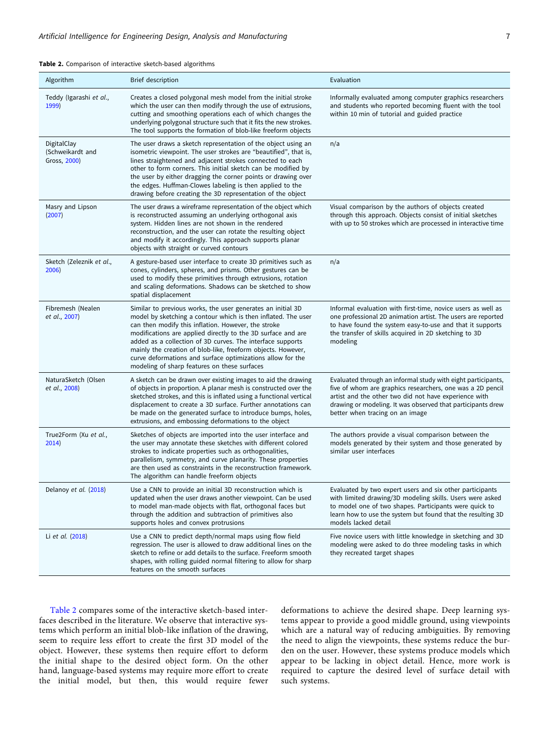**Table 2.** Comparison of interactive sketch-based algorithms

| Algorithm | Brief description | Evaluation |
|---|---|---|
| Teddy (Igarashi *et al.*, 1999) | Creates a closed polygonal mesh model from the initial stroke which the user can then modify through the use of extrusions, cutting and smoothing operations each of which changes the underlying polygonal structure such that it fits the new strokes. The tool supports the formation of blob-like freeform objects | Informally evaluated among computer graphics researchers and students who reported becoming fluent with the tool within 10 min of tutorial and guided practice |
| DigitalClay (Schweikardt and Gross, 2000) | The user draws a sketch representation of the object using an isometric viewpoint. The user strokes are "beautified", that is, lines straightened and adjacent strokes connected to each other to form corners. This initial sketch can be modified by the user by either dragging the corner points or drawing over the edges. Huffman-Clowes labeling is then applied to the drawing before creating the 3D representation of the object | n/a |
| Masry and Lipson (2007) | The user draws a wireframe representation of the object which is reconstructed assuming an underlying orthogonal axis system. Hidden lines are not shown in the rendered reconstruction, and the user can rotate the resulting object and modify it accordingly. This approach supports planar objects with straight or curved contours | Visual comparison by the authors of objects created through this approach. Objects consist of initial sketches with up to 50 strokes which are processed in interactive time |
| Sketch (Zeleznik *et al.*, 2006) | A gesture-based user interface to create 3D primitives such as cones, cylinders, spheres, and prisms. Other gestures can be used to modify these primitives through extrusions, rotation and scaling deformations. Shadows can be sketched to show spatial displacement | n/a |
| Fibremesh (Nealen *et al.*, 2007) | Similar to previous works, the user generates an initial 3D model by sketching a contour which is then inflated. The user can then modify this inflation. However, the stroke modifications are applied directly to the 3D surface and are added as a collection of 3D curves. The interface supports mainly the creation of blob-like, freeform objects. However, curve deformations and surface optimizations allow for the modeling of sharp features on these surfaces | Informal evaluation with first-time, novice users as well as one professional 2D animation artist. The users are reported to have found the system easy-to-use and that it supports the transfer of skills acquired in 2D sketching to 3D modeling |
| NaturaSketch (Olsen *et al.*, 2008) | A sketch can be drawn over existing images to aid the drawing of objects in proportion. A planar mesh is constructed over the sketched strokes, and this is inflated using a functional vertical displacement to create a 3D surface. Further annotations can be made on the generated surface to introduce bumps, holes, extrusions, and embossing deformations to the object | Evaluated through an informal study with eight participants, five of whom are graphics researchers, one was a 2D pencil artist and the other two did not have experience with drawing or modeling. It was observed that participants drew better when tracing on an image |
| True2Form (Xu *et al.*, 2014) | Sketches of objects are imported into the user interface and the user may annotate these sketches with different colored strokes to indicate properties such as orthogonalities, parallelism, symmetry, and curve planarity. These properties are then used as constraints in the reconstruction framework. The algorithm can handle freeform objects | The authors provide a visual comparison between the models generated by their system and those generated by similar user interfaces |
| Delanoy *et al.* (2018) | Use a CNN to provide an initial 3D reconstruction which is updated when the user draws another viewpoint. Can be used to model man-made objects with flat, orthogonal faces but through the addition and subtraction of primitives also supports holes and convex protrusions | Evaluated by two expert users and six other participants with limited drawing/3D modeling skills. Users were asked to model one of two shapes. Participants were quick to learn how to use the system but found that the resulting 3D models lacked detail |
| Li *et al.* (2018) | Use a CNN to predict depth/normal maps using flow field regression. The user is allowed to draw additional lines on the sketch to refine or add details to the surface. Freeform smooth shapes, with rolling guided normal filtering to allow for sharp features on the smooth surfaces | Five novice users with little knowledge in sketching and 3D modeling were asked to do three modeling tasks in which they recreated target shapes |

Table 2 compares some of the interactive sketch-based interfaces described in the literature. We observe that interactive systems which perform an initial blob-like inflation of the drawing, seem to require less effort to create the first 3D model of the object. However, these systems then require effort to deform the initial shape to the desired object form. On the other hand, language-based systems may require more effort to create the initial model, but then, this would require fewer deformations to achieve the desired shape. Deep learning systems appear to provide a good middle ground, using viewpoints which are a natural way of reducing ambiguities. By removing the need to align the viewpoints, these systems reduce the burden on the user. However, these systems produce models which appear to be lacking in object detail. Hence, more work is required to capture the desired level of surface detail with such systems.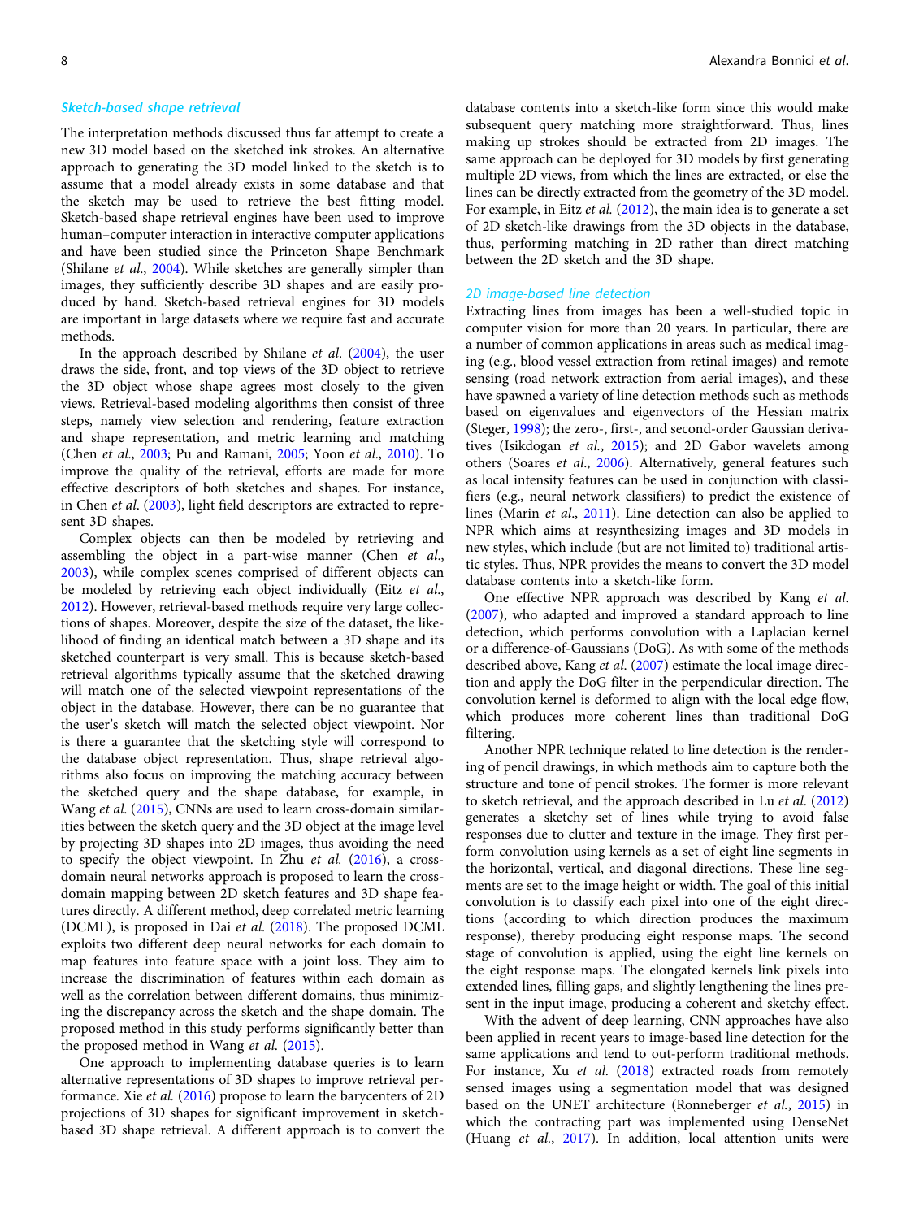### Sketch-based shape retrieval

The interpretation methods discussed thus far attempt to create a new 3D model based on the sketched ink strokes. An alternative approach to generating the 3D model linked to the sketch is to assume that a model already exists in some database and that the sketch may be used to retrieve the best fitting model. Sketch-based shape retrieval engines have been used to improve human–computer interaction in interactive computer applications and have been studied since the Princeton Shape Benchmark (Shilane *et al.*, 2004). While sketches are generally simpler than images, they sufficiently describe 3D shapes and are easily produced by hand. Sketch-based retrieval engines for 3D models are important in large datasets where we require fast and accurate methods.

In the approach described by Shilane *et al.* (2004), the user draws the side, front, and top views of the 3D object to retrieve the 3D object whose shape agrees most closely to the given views. Retrieval-based modeling algorithms then consist of three steps, namely view selection and rendering, feature extraction and shape representation, and metric learning and matching (Chen *et al.*, 2003; Pu and Ramani, 2005; Yoon *et al.*, 2010). To improve the quality of the retrieval, efforts are made for more effective descriptors of both sketches and shapes. For instance, in Chen *et al.* (2003), light field descriptors are extracted to represent 3D shapes.

Complex objects can then be modeled by retrieving and assembling the object in a part-wise manner (Chen *et al.*, 2003), while complex scenes comprised of different objects can be modeled by retrieving each object individually (Eitz *et al.*, 2012). However, retrieval-based methods require very large collections of shapes. Moreover, despite the size of the dataset, the likelihood of finding an identical match between a 3D shape and its sketched counterpart is very small. This is because sketch-based retrieval algorithms typically assume that the sketched drawing will match one of the selected viewpoint representations of the object in the database. However, there can be no guarantee that the user's sketch will match the selected object viewpoint. Nor is there a guarantee that the sketching style will correspond to the database object representation. Thus, shape retrieval algorithms also focus on improving the matching accuracy between the sketched query and the shape database, for example, in Wang *et al.* (2015), CNNs are used to learn cross-domain similarities between the sketch query and the 3D object at the image level by projecting 3D shapes into 2D images, thus avoiding the need to specify the object viewpoint. In Zhu *et al.* (2016), a cross-domain neural networks approach is proposed to learn the cross-domain mapping between 2D sketch features and 3D shape features directly. A different method, deep correlated metric learning (DCML), is proposed in Dai *et al.* (2018). The proposed DCML exploits two different deep neural networks for each domain to map features into feature space with a joint loss. They aim to increase the discrimination of features within each domain as well as the correlation between different domains, thus minimizing the discrepancy across the sketch and the shape domain. The proposed method in this study performs significantly better than the proposed method in Wang *et al.* (2015).

One approach to implementing database queries is to learn alternative representations of 3D shapes to improve retrieval performance. Xie *et al.* (2016) propose to learn the barycenters of 2D projections of 3D shapes for significant improvement in sketch-based 3D shape retrieval. A different approach is to convert the database contents into a sketch-like form since this would make subsequent query matching more straightforward. Thus, lines making up strokes should be extracted from 2D images. The same approach can be deployed for 3D models by first generating multiple 2D views, from which the lines are extracted, or else the lines can be directly extracted from the geometry of the 3D model. For example, in Eitz *et al.* (2012), the main idea is to generate a set of 2D sketch-like drawings from the 3D objects in the database, thus, performing matching in 2D rather than direct matching between the 2D sketch and the 3D shape.

#### 2D image-based line detection

Extracting lines from images has been a well-studied topic in computer vision for more than 20 years. In particular, there are a number of common applications in areas such as medical imaging (e.g., blood vessel extraction from retinal images) and remote sensing (road network extraction from aerial images), and these have spawned a variety of line detection methods such as methods based on eigenvalues and eigenvectors of the Hessian matrix (Steger, 1998); the zero-, first-, and second-order Gaussian derivatives (Isikdogan *et al.*, 2015); and 2D Gabor wavelets among others (Soares *et al.*, 2006). Alternatively, general features such as local intensity features can be used in conjunction with classifiers (e.g., neural network classifiers) to predict the existence of lines (Marin *et al.*, 2011). Line detection can also be applied to NPR which aims at resynthesizing images and 3D models in new styles, which include (but are not limited to) traditional artistic styles. Thus, NPR provides the means to convert the 3D model database contents into a sketch-like form.

One effective NPR approach was described by Kang *et al.* (2007), who adapted and improved a standard approach to line detection, which performs convolution with a Laplacian kernel or a difference-of-Gaussians (DoG). As with some of the methods described above, Kang *et al.* (2007) estimate the local image direction and apply the DoG filter in the perpendicular direction. The convolution kernel is deformed to align with the local edge flow, which produces more coherent lines than traditional DoG filtering.

Another NPR technique related to line detection is the rendering of pencil drawings, in which methods aim to capture both the structure and tone of pencil strokes. The former is more relevant to sketch retrieval, and the approach described in Lu *et al.* (2012) generates a sketchy set of lines while trying to avoid false responses due to clutter and texture in the image. They first perform convolution using kernels as a set of eight line segments in the horizontal, vertical, and diagonal directions. These line segments are set to the image height or width. The goal of this initial convolution is to classify each pixel into one of the eight directions (according to which direction produces the maximum response), thereby producing eight response maps. The second stage of convolution is applied, using the eight line kernels on the eight response maps. The elongated kernels link pixels into extended lines, filling gaps, and slightly lengthening the lines present in the input image, producing a coherent and sketchy effect.

With the advent of deep learning, CNN approaches have also been applied in recent years to image-based line detection for the same applications and tend to out-perform traditional methods. For instance, Xu *et al.* (2018) extracted roads from remotely sensed images using a segmentation model that was designed based on the UNET architecture (Ronneberger *et al.*, 2015) in which the contracting part was implemented using DenseNet (Huang *et al.*, 2017). In addition, local attention units were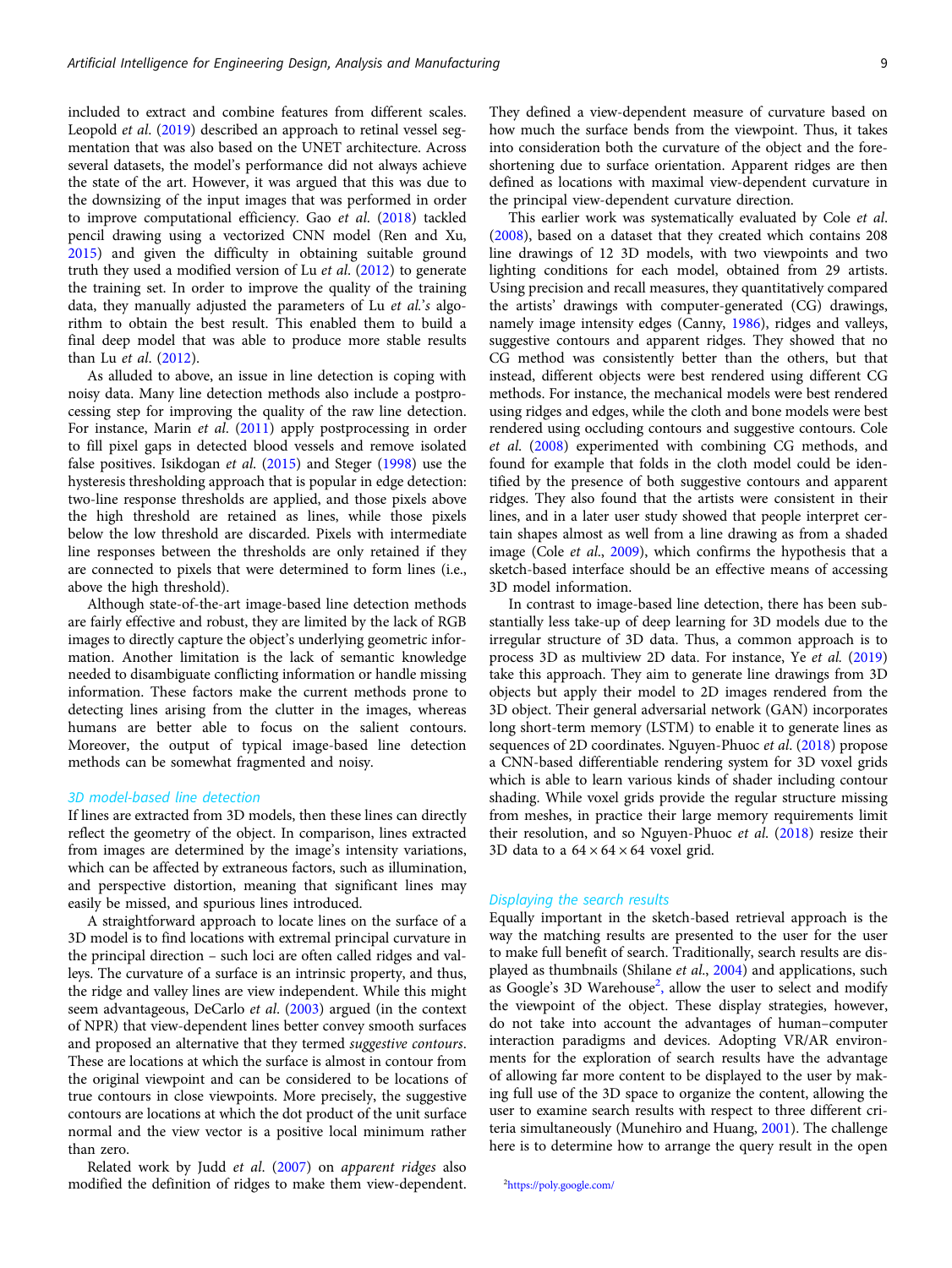included to extract and combine features from different scales. Leopold *et al.* (2019) described an approach to retinal vessel segmentation that was also based on the UNET architecture. Across several datasets, the model's performance did not always achieve the state of the art. However, it was argued that this was due to the downsizing of the input images that was performed in order to improve computational efficiency. Gao *et al.* (2018) tackled pencil drawing using a vectorized CNN model (Ren and Xu, 2015) and given the difficulty in obtaining suitable ground truth they used a modified version of Lu *et al.* (2012) to generate the training set. In order to improve the quality of the training data, they manually adjusted the parameters of Lu *et al.*'s algorithm to obtain the best result. This enabled them to build a final deep model that was able to produce more stable results than Lu *et al.* (2012).

As alluded to above, an issue in line detection is coping with noisy data. Many line detection methods also include a postprocessing step for improving the quality of the raw line detection. For instance, Marin *et al.* (2011) apply postprocessing in order to fill pixel gaps in detected blood vessels and remove isolated false positives. Isikdogan *et al.* (2015) and Steger (1998) use the hysteresis thresholding approach that is popular in edge detection: two-line response thresholds are applied, and those pixels above the high threshold are retained as lines, while those pixels below the low threshold are discarded. Pixels with intermediate line responses between the thresholds are only retained if they are connected to pixels that were determined to form lines (i.e., above the high threshold).

Although state-of-the-art image-based line detection methods are fairly effective and robust, they are limited by the lack of RGB images to directly capture the object's underlying geometric information. Another limitation is the lack of semantic knowledge needed to disambiguate conflicting information or handle missing information. These factors make the current methods prone to detecting lines arising from the clutter in the images, whereas humans are better able to focus on the salient contours. Moreover, the output of typical image-based line detection methods can be somewhat fragmented and noisy.

### 3D model-based line detection

If lines are extracted from 3D models, then these lines can directly reflect the geometry of the object. In comparison, lines extracted from images are determined by the image's intensity variations, which can be affected by extraneous factors, such as illumination, and perspective distortion, meaning that significant lines may easily be missed, and spurious lines introduced.

A straightforward approach to locate lines on the surface of a 3D model is to find locations with extremal principal curvature in the principal direction – such loci are often called ridges and valleys. The curvature of a surface is an intrinsic property, and thus, the ridge and valley lines are view independent. While this might seem advantageous, DeCarlo *et al.* (2003) argued (in the context of NPR) that view-dependent lines better convey smooth surfaces and proposed an alternative that they termed *suggestive contours*. These are locations at which the surface is almost in contour from the original viewpoint and can be considered to be locations of true contours in close viewpoints. More precisely, the suggestive contours are locations at which the dot product of the unit surface normal and the view vector is a positive local minimum rather than zero.

Related work by Judd *et al.* (2007) on *apparent ridges* also modified the definition of ridges to make them view-dependent. They defined a view-dependent measure of curvature based on how much the surface bends from the viewpoint. Thus, it takes into consideration both the curvature of the object and the foreshortening due to surface orientation. Apparent ridges are then defined as locations with maximal view-dependent curvature in the principal view-dependent curvature direction.

This earlier work was systematically evaluated by Cole *et al.* (2008), based on a dataset that they created which contains 208 line drawings of 12 3D models, with two viewpoints and two lighting conditions for each model, obtained from 29 artists. Using precision and recall measures, they quantitatively compared the artists' drawings with computer-generated (CG) drawings, namely image intensity edges (Canny, 1986), ridges and valleys, suggestive contours and apparent ridges. They showed that no CG method was consistently better than the others, but that instead, different objects were best rendered using different CG methods. For instance, the mechanical models were best rendered using ridges and edges, while the cloth and bone models were best rendered using occluding contours and suggestive contours. Cole *et al.* (2008) experimented with combining CG methods, and found for example that folds in the cloth model could be identified by the presence of both suggestive contours and apparent ridges. They also found that the artists were consistent in their lines, and in a later user study showed that people interpret certain shapes almost as well from a line drawing as from a shaded image (Cole *et al.*, 2009), which confirms the hypothesis that a sketch-based interface should be an effective means of accessing 3D model information.

In contrast to image-based line detection, there has been substantially less take-up of deep learning for 3D models due to the irregular structure of 3D data. Thus, a common approach is to process 3D as multiview 2D data. For instance, Ye *et al.* (2019) take this approach. They aim to generate line drawings from 3D objects but apply their model to 2D images rendered from the 3D object. Their general adversarial network (GAN) incorporates long short-term memory (LSTM) to enable it to generate lines as sequences of 2D coordinates. Nguyen-Phuoc *et al.* (2018) propose a CNN-based differentiable rendering system for 3D voxel grids which is able to learn various kinds of shader including contour shading. While voxel grids provide the regular structure missing from meshes, in practice their large memory requirements limit their resolution, and so Nguyen-Phuoc *et al.* (2018) resize their 3D data to a $64 \times 64 \times 64$ voxel grid.

### Displaying the search results

Equally important in the sketch-based retrieval approach is the way the matching results are presented to the user for the user to make full benefit of search. Traditionally, search results are displayed as thumbnails (Shilane *et al.*, 2004) and applications, such as Google's 3D Warehouse[2], allow the user to select and modify the viewpoint of the object. These display strategies, however, do not take into account the advantages of human–computer interaction paradigms and devices. Adopting VR/AR environments for the exploration of search results have the advantage of allowing far more content to be displayed to the user by making full use of the 3D space to organize the content, allowing the user to examine search results with respect to three different criteria simultaneously (Munehiro and Huang, 2001). The challenge here is to determine how to arrange the query result in the open

[2]https://poly.google.com/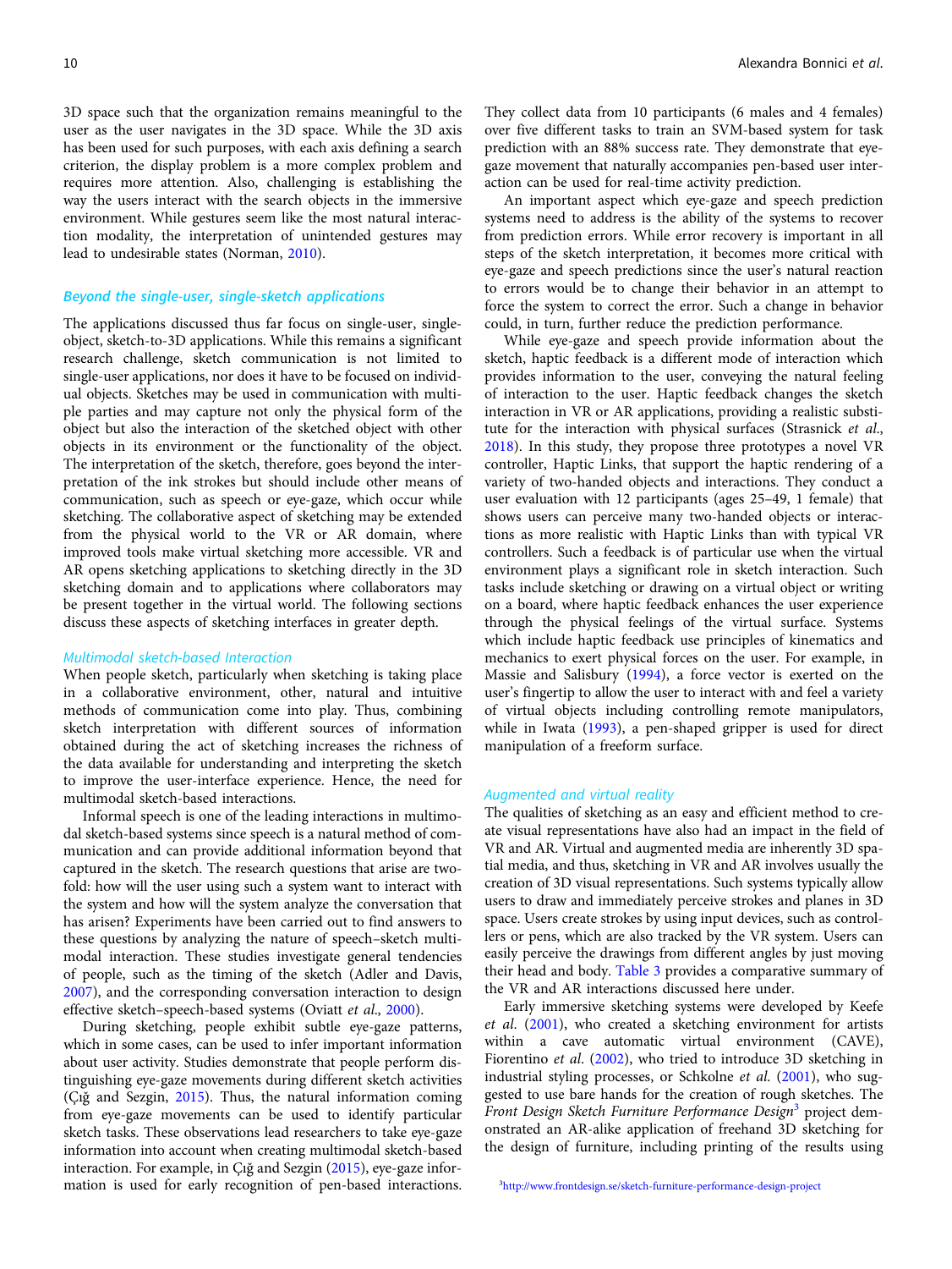3D space such that the organization remains meaningful to the user as the user navigates in the 3D space. While the 3D axis has been used for such purposes, with each axis defining a search criterion, the display problem is a more complex problem and requires more attention. Also, challenging is establishing the way the users interact with the search objects in the immersive environment. While gestures seem like the most natural interaction modality, the interpretation of unintended gestures may lead to undesirable states (Norman, 2010).

## Beyond the single-user, single-sketch applications

The applications discussed thus far focus on single-user, single-object, sketch-to-3D applications. While this remains a significant research challenge, sketch communication is not limited to single-user applications, nor does it have to be focused on individual objects. Sketches may be used in communication with multiple parties and may capture not only the physical form of the object but also the interaction of the sketched object with other objects in its environment or the functionality of the object. The interpretation of the sketch, therefore, goes beyond the interpretation of the ink strokes but should include other means of communication, such as speech or eye-gaze, which occur while sketching. The collaborative aspect of sketching may be extended from the physical world to the VR or AR domain, where improved tools make virtual sketching more accessible. VR and AR opens sketching applications to sketching directly in the 3D sketching domain and to applications where collaborators may be present together in the virtual world. The following sections discuss these aspects of sketching interfaces in greater depth.

### Multimodal sketch-based Interaction

When people sketch, particularly when sketching is taking place in a collaborative environment, other, natural and intuitive methods of communication come into play. Thus, combining sketch interpretation with different sources of information obtained during the act of sketching increases the richness of the data available for understanding and interpreting the sketch to improve the user-interface experience. Hence, the need for multimodal sketch-based interactions.

Informal speech is one of the leading interactions in multimodal sketch-based systems since speech is a natural method of communication and can provide additional information beyond that captured in the sketch. The research questions that arise are twofold: how will the user using such a system want to interact with the system and how will the system analyze the conversation that has arisen? Experiments have been carried out to find answers to these questions by analyzing the nature of speech–sketch multimodal interaction. These studies investigate general tendencies of people, such as the timing of the sketch (Adler and Davis, 2007), and the corresponding conversation interaction to design effective sketch–speech-based systems (Oviatt *et al*., 2000).

During sketching, people exhibit subtle eye-gaze patterns, which in some cases, can be used to infer important information about user activity. Studies demonstrate that people perform distinguishing eye-gaze movements during different sketch activities (Çığ and Sezgin, 2015). Thus, the natural information coming from eye-gaze movements can be used to identify particular sketch tasks. These observations lead researchers to take eye-gaze information into account when creating multimodal sketch-based interaction. For example, in Çığ and Sezgin (2015), eye-gaze information is used for early recognition of pen-based interactions. They collect data from 10 participants (6 males and 4 females) over five different tasks to train an SVM-based system for task prediction with an 88% success rate. They demonstrate that eye-gaze movement that naturally accompanies pen-based user interaction can be used for real-time activity prediction.

An important aspect which eye-gaze and speech prediction systems need to address is the ability of the systems to recover from prediction errors. While error recovery is important in all steps of the sketch interpretation, it becomes more critical with eye-gaze and speech predictions since the user's natural reaction to errors would be to change their behavior in an attempt to force the system to correct the error. Such a change in behavior could, in turn, further reduce the prediction performance.

While eye-gaze and speech provide information about the sketch, haptic feedback is a different mode of interaction which provides information to the user, conveying the natural feeling of interaction to the user. Haptic feedback changes the sketch interaction in VR or AR applications, providing a realistic substitute for the interaction with physical surfaces (Strasnick *et al*., 2018). In this study, they propose three prototypes a novel VR controller, Haptic Links, that support the haptic rendering of a variety of two-handed objects and interactions. They conduct a user evaluation with 12 participants (ages 25–49, 1 female) that shows users can perceive many two-handed objects or interactions as more realistic with Haptic Links than with typical VR controllers. Such a feedback is of particular use when the virtual environment plays a significant role in sketch interaction. Such tasks include sketching or drawing on a virtual object or writing on a board, where haptic feedback enhances the user experience through the physical feelings of the virtual surface. Systems which include haptic feedback use principles of kinematics and mechanics to exert physical forces on the user. For example, in Massie and Salisbury (1994), a force vector is exerted on the user's fingertip to allow the user to interact with and feel a variety of virtual objects including controlling remote manipulators, while in Iwata (1993), a pen-shaped gripper is used for direct manipulation of a freeform surface.

### Augmented and virtual reality

The qualities of sketching as an easy and efficient method to create visual representations have also had an impact in the field of VR and AR. Virtual and augmented media are inherently 3D spatial media, and thus, sketching in VR and AR involves usually the creation of 3D visual representations. Such systems typically allow users to draw and immediately perceive strokes and planes in 3D space. Users create strokes by using input devices, such as controllers or pens, which are also tracked by the VR system. Users can easily perceive the drawings from different angles by just moving their head and body. Table 3 provides a comparative summary of the VR and AR interactions discussed here under.

Early immersive sketching systems were developed by Keefe *et al*. (2001), who created a sketching environment for artists within a cave automatic virtual environment (CAVE), Fiorentino *et al*. (2002), who tried to introduce 3D sketching in industrial styling processes, or Schkolne *et al*. (2001), who suggested to use bare hands for the creation of rough sketches. The *Front Design Sketch Furniture Performance Design*[3] project demonstrated an AR-alike application of freehand 3D sketching for the design of furniture, including printing of the results using

[3]http://www.frontdesign.se/sketch-furniture-performance-design-project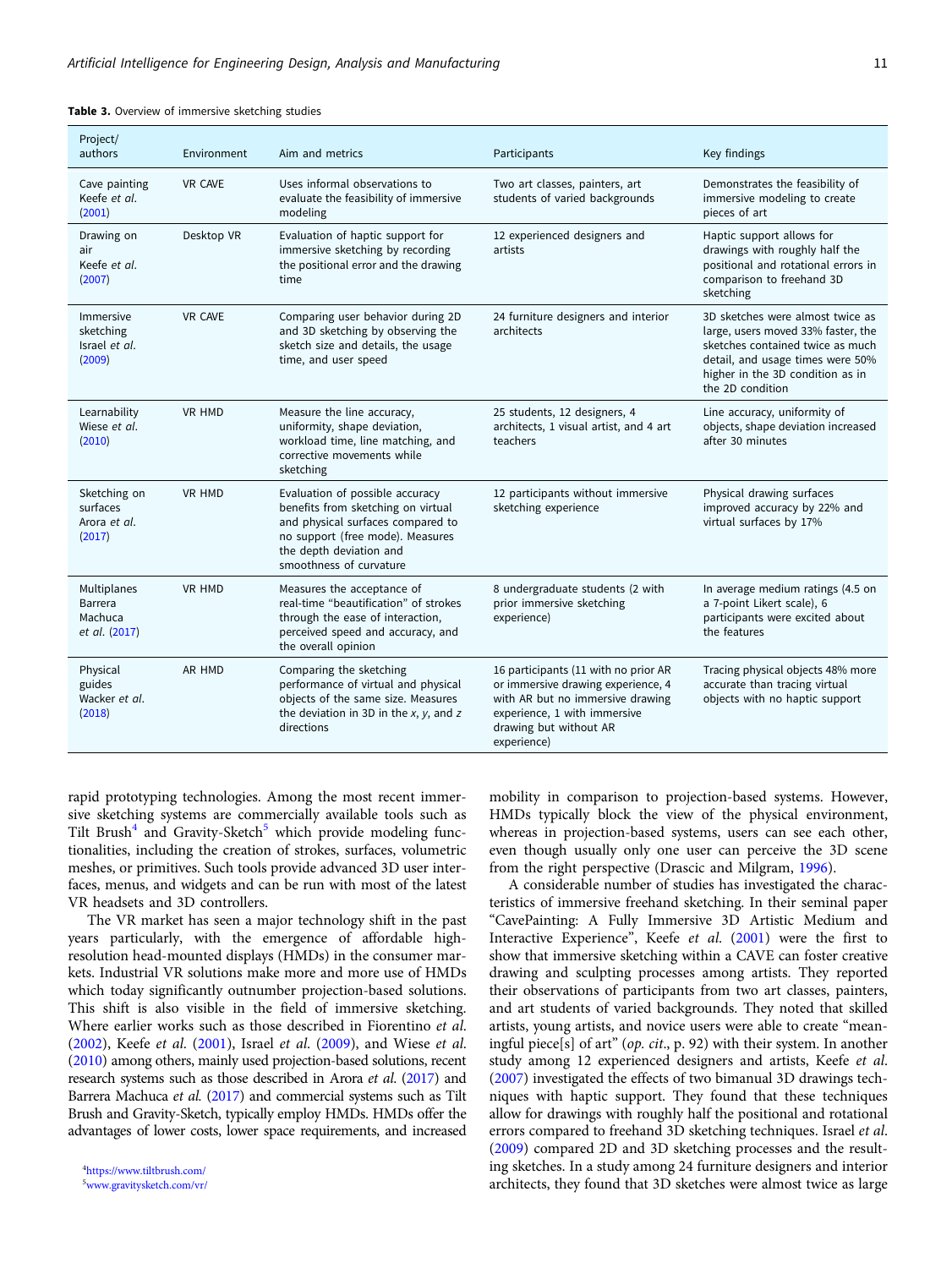**Table 3.** Overview of immersive sketching studies

| Project/ authors | Environment | Aim and metrics | Participants | Key findings |
|---|---|---|---|---|
| Cave painting Keefe *et al.* (2001) | VR CAVE | Uses informal observations to evaluate the feasibility of immersive modeling | Two art classes, painters, art students of varied backgrounds | Demonstrates the feasibility of immersive modeling to create pieces of art |
| Drawing on air Keefe *et al.* (2007) | Desktop VR | Evaluation of haptic support for immersive sketching by recording the positional error and the drawing time | 12 experienced designers and artists | Haptic support allows for drawings with roughly half the positional and rotational errors in comparison to freehand 3D sketching |
| Immersive sketching Israel *et al.* (2009) | VR CAVE | Comparing user behavior during 2D and 3D sketching by observing the sketch size and details, the usage time, and user speed | 24 furniture designers and interior architects | 3D sketches were almost twice as large, users moved 33% faster, the sketches contained twice as much detail, and usage times were 50% higher in the 3D condition as in the 2D condition |
| Learnability Wiese *et al.* (2010) | VR HMD | Measure the line accuracy, uniformity, shape deviation, workload time, line matching, and corrective movements while sketching | 25 students, 12 designers, 4 architects, 1 visual artist, and 4 art teachers | Line accuracy, uniformity of objects, shape deviation increased after 30 minutes |
| Sketching on surfaces Arora *et al.* (2017) | VR HMD | Evaluation of possible accuracy benefits from sketching on virtual and physical surfaces compared to no support (free mode). Measures the depth deviation and smoothness of curvature | 12 participants without immersive sketching experience | Physical drawing surfaces improved accuracy by 22% and virtual surfaces by 17% |
| Multiplanes Barrera Machuca *et al.* (2017) | VR HMD | Measures the acceptance of real-time "beautification" of strokes through the ease of interaction, perceived speed and accuracy, and the overall opinion | 8 undergraduate students (2 with prior immersive sketching experience) | In average medium ratings (4.5 on a 7-point Likert scale), 6 participants were excited about the features |
| Physical guides Wacker *et al.* (2018) | AR HMD | Comparing the sketching performance of virtual and physical objects of the same size. Measures the deviation in 3D in the *x*, *y*, and *z* directions | 16 participants (11 with no prior AR or immersive drawing experience, 4 with AR but no immersive drawing experience, 1 with immersive drawing but without AR experience) | Tracing physical objects 48% more accurate than tracing virtual objects with no haptic support |

rapid prototyping technologies. Among the most recent immersive sketching systems are commercially available tools such as Tilt Brush[4] and Gravity-Sketch[5] which provide modeling functionalities, including the creation of strokes, surfaces, volumetric meshes, or primitives. Such tools provide advanced 3D user interfaces, menus, and widgets and can be run with most of the latest VR headsets and 3D controllers.

The VR market has seen a major technology shift in the past years particularly, with the emergence of affordable high-resolution head-mounted displays (HMDs) in the consumer markets. Industrial VR solutions make more and more use of HMDs which today significantly outnumber projection-based solutions. This shift is also visible in the field of immersive sketching. Where earlier works such as those described in Fiorentino *et al.* (2002), Keefe *et al.* (2001), Israel *et al.* (2009), and Wiese *et al.* (2010) among others, mainly used projection-based solutions, recent research systems such as those described in Arora *et al.* (2017) and Barrera Machuca *et al.* (2017) and commercial systems such as Tilt Brush and Gravity-Sketch, typically employ HMDs. HMDs offer the advantages of lower costs, lower space requirements, and increased mobility in comparison to projection-based systems. However, HMDs typically block the view of the physical environment, whereas in projection-based systems, users can see each other, even though usually only one user can perceive the 3D scene from the right perspective (Drascic and Milgram, 1996).

A considerable number of studies has investigated the characteristics of immersive freehand sketching. In their seminal paper "CavePainting: A Fully Immersive 3D Artistic Medium and Interactive Experience", Keefe *et al.* (2001) were the first to show that immersive sketching within a CAVE can foster creative drawing and sculpting processes among artists. They reported their observations of participants from two art classes, painters, and art students of varied backgrounds. They noted that skilled artists, young artists, and novice users were able to create "meaningful piece[s] of art" (*op. cit.*, p. 92) with their system. In another study among 12 experienced designers and artists, Keefe *et al.* (2007) investigated the effects of two bimanual 3D drawings techniques with haptic support. They found that these techniques allow for drawings with roughly half the positional and rotational errors compared to freehand 3D sketching techniques. Israel *et al.* (2009) compared 2D and 3D sketching processes and the resulting sketches. In a study among 24 furniture designers and interior architects, they found that 3D sketches were almost twice as large

[4] https://www.tiltbrush.com/

[5] www.gravitysketch.com/vr/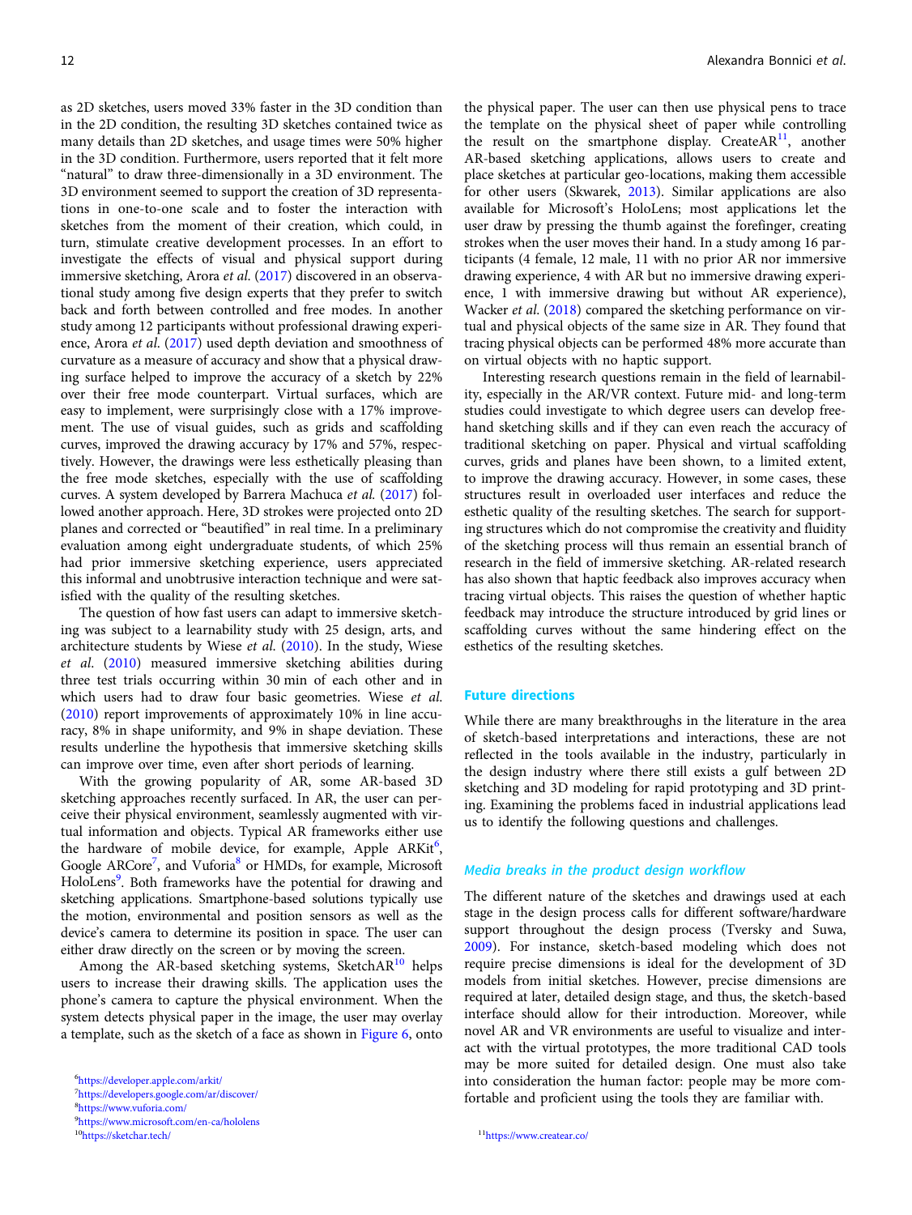as 2D sketches, users moved 33% faster in the 3D condition than in the 2D condition, the resulting 3D sketches contained twice as many details than 2D sketches, and usage times were 50% higher in the 3D condition. Furthermore, users reported that it felt more "natural" to draw three-dimensionally in a 3D environment. The 3D environment seemed to support the creation of 3D representations in one-to-one scale and to foster the interaction with sketches from the moment of their creation, which could, in turn, stimulate creative development processes. In an effort to investigate the effects of visual and physical support during immersive sketching, Arora *et al.* (2017) discovered in an observational study among five design experts that they prefer to switch back and forth between controlled and free modes. In another study among 12 participants without professional drawing experience, Arora *et al.* (2017) used depth deviation and smoothness of curvature as a measure of accuracy and show that a physical drawing surface helped to improve the accuracy of a sketch by 22% over their free mode counterpart. Virtual surfaces, which are easy to implement, were surprisingly close with a 17% improvement. The use of visual guides, such as grids and scaffolding curves, improved the drawing accuracy by 17% and 57%, respectively. However, the drawings were less esthetically pleasing than the free mode sketches, especially with the use of scaffolding curves. A system developed by Barrera Machuca *et al.* (2017) followed another approach. Here, 3D strokes were projected onto 2D planes and corrected or "beautified" in real time. In a preliminary evaluation among eight undergraduate students, of which 25% had prior immersive sketching experience, users appreciated this informal and unobtrusive interaction technique and were satisfied with the quality of the resulting sketches.

The question of how fast users can adapt to immersive sketching was subject to a learnability study with 25 design, arts, and architecture students by Wiese *et al.* (2010). In the study, Wiese *et al.* (2010) measured immersive sketching abilities during three test trials occurring within 30 min of each other and in which users had to draw four basic geometries. Wiese *et al.* (2010) report improvements of approximately 10% in line accuracy, 8% in shape uniformity, and 9% in shape deviation. These results underline the hypothesis that immersive sketching skills can improve over time, even after short periods of learning.

With the growing popularity of AR, some AR-based 3D sketching approaches recently surfaced. In AR, the user can perceive their physical environment, seamlessly augmented with virtual information and objects. Typical AR frameworks either use the hardware of mobile device, for example, Apple ARKit[6], Google ARCore[7], and Vuforia[8] or HMDs, for example, Microsoft HoloLens[9]. Both frameworks have the potential for drawing and sketching applications. Smartphone-based solutions typically use the motion, environmental and position sensors as well as the device's camera to determine its position in space. The user can either draw directly on the screen or by moving the screen.

Among the AR-based sketching systems, SketchAR[10] helps users to increase their drawing skills. The application uses the phone's camera to capture the physical environment. When the system detects physical paper in the image, the user may overlay a template, such as the sketch of a face as shown in Figure 6, onto the physical paper. The user can then use physical pens to trace the template on the physical sheet of paper while controlling the result on the smartphone display. CreateAR[11], another AR-based sketching applications, allows users to create and place sketches at particular geo-locations, making them accessible for other users (Skwarek, 2013). Similar applications are also available for Microsoft's HoloLens; most applications let the user draw by pressing the thumb against the forefinger, creating strokes when the user moves their hand. In a study among 16 participants (4 female, 12 male, 11 with no prior AR nor immersive drawing experience, 4 with AR but no immersive drawing experience, 1 with immersive drawing but without AR experience), Wacker *et al.* (2018) compared the sketching performance on virtual and physical objects of the same size in AR. They found that tracing physical objects can be performed 48% more accurate than on virtual objects with no haptic support.

Interesting research questions remain in the field of learnability, especially in the AR/VR context. Future mid- and long-term studies could investigate to which degree users can develop freehand sketching skills and if they can even reach the accuracy of traditional sketching on paper. Physical and virtual scaffolding curves, grids and planes have been shown, to a limited extent, to improve the drawing accuracy. However, in some cases, these structures result in overloaded user interfaces and reduce the esthetic quality of the resulting sketches. The search for supporting structures which do not compromise the creativity and fluidity of the sketching process will thus remain an essential branch of research in the field of immersive sketching. AR-related research has also shown that haptic feedback also improves accuracy when tracing virtual objects. This raises the question of whether haptic feedback may introduce the structure introduced by grid lines or scaffolding curves without the same hindering effect on the esthetics of the resulting sketches.

## Future directions

While there are many breakthroughs in the literature in the area of sketch-based interpretations and interactions, these are not reflected in the tools available in the industry, particularly in the design industry where there still exists a gulf between 2D sketching and 3D modeling for rapid prototyping and 3D printing. Examining the problems faced in industrial applications lead us to identify the following questions and challenges.

### *Media breaks in the product design workflow*

The different nature of the sketches and drawings used at each stage in the design process calls for different software/hardware support throughout the design process (Tversky and Suwa, 2009). For instance, sketch-based modeling which does not require precise dimensions is ideal for the development of 3D models from initial sketches. However, precise dimensions are required at later, detailed design stage, and thus, the sketch-based interface should allow for their introduction. Moreover, while novel AR and VR environments are useful to visualize and interact with the virtual prototypes, the more traditional CAD tools may be more suited for detailed design. One must also take into consideration the human factor: people may be more comfortable and proficient using the tools they are familiar with.

[6]https://developer.apple.com/arkit/
[7]https://developers.google.com/ar/discover/
[8]https://www.vuforia.com/
[9]https://www.microsoft.com/en-ca/hololens
[10]https://sketchar.tech/
[11]https://www.createar.co/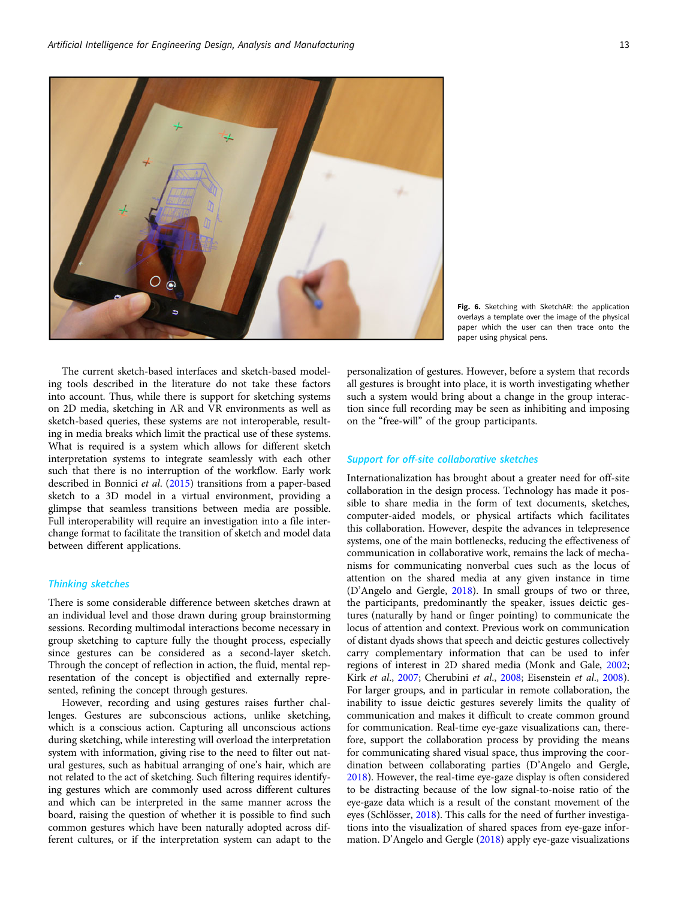Fig. 6. Sketching with SketchAR: the application overlays a template over the image of the physical paper which the user can then trace onto the paper using physical pens.

The current sketch-based interfaces and sketch-based modeling tools described in the literature do not take these factors into account. Thus, while there is support for sketching systems on 2D media, sketching in AR and VR environments as well as sketch-based queries, these systems are not interoperable, resulting in media breaks which limit the practical use of these systems. What is required is a system which allows for different sketch interpretation systems to integrate seamlessly with each other such that there is no interruption of the workflow. Early work described in Bonnici *et al*. (2015) transitions from a paper-based sketch to a 3D model in a virtual environment, providing a glimpse that seamless transitions between media are possible. Full interoperability will require an investigation into a file interchange format to facilitate the transition of sketch and model data between different applications.

### Thinking sketches

There is some considerable difference between sketches drawn at an individual level and those drawn during group brainstorming sessions. Recording multimodal interactions become necessary in group sketching to capture fully the thought process, especially since gestures can be considered as a second-layer sketch. Through the concept of reflection in action, the fluid, mental representation of the concept is objectified and externally represented, refining the concept through gestures.

However, recording and using gestures raises further challenges. Gestures are subconscious actions, unlike sketching, which is a conscious action. Capturing all unconscious actions during sketching, while interesting will overload the interpretation system with information, giving rise to the need to filter out natural gestures, such as habitual arranging of one's hair, which are not related to the act of sketching. Such filtering requires identifying gestures which are commonly used across different cultures and which can be interpreted in the same manner across the board, raising the question of whether it is possible to find such common gestures which have been naturally adopted across different cultures, or if the interpretation system can adapt to the personalization of gestures. However, before a system that records all gestures is brought into place, it is worth investigating whether such a system would bring about a change in the group interaction since full recording may be seen as inhibiting and imposing on the "free-will" of the group participants.

### Support for off-site collaborative sketches

Internationalization has brought about a greater need for off-site collaboration in the design process. Technology has made it possible to share media in the form of text documents, sketches, computer-aided models, or physical artifacts which facilitates this collaboration. However, despite the advances in telepresence systems, one of the main bottlenecks, reducing the effectiveness of communication in collaborative work, remains the lack of mechanisms for communicating nonverbal cues such as the locus of attention on the shared media at any given instance in time (D'Angelo and Gergle, 2018). In small groups of two or three, the participants, predominantly the speaker, issues deictic gestures (naturally by hand or finger pointing) to communicate the locus of attention and context. Previous work on communication of distant dyads shows that speech and deictic gestures collectively carry complementary information that can be used to infer regions of interest in 2D shared media (Monk and Gale, 2002; Kirk *et al*., 2007; Cherubini *et al*., 2008; Eisenstein *et al*., 2008). For larger groups, and in particular in remote collaboration, the inability to issue deictic gestures severely limits the quality of communication and makes it difficult to create common ground for communication. Real-time eye-gaze visualizations can, therefore, support the collaboration process by providing the means for communicating shared visual space, thus improving the coordination between collaborating parties (D'Angelo and Gergle, 2018). However, the real-time eye-gaze display is often considered to be distracting because of the low signal-to-noise ratio of the eye-gaze data which is a result of the constant movement of the eyes (Schlösser, 2018). This calls for the need of further investigations into the visualization of shared spaces from eye-gaze information. D'Angelo and Gergle (2018) apply eye-gaze visualizations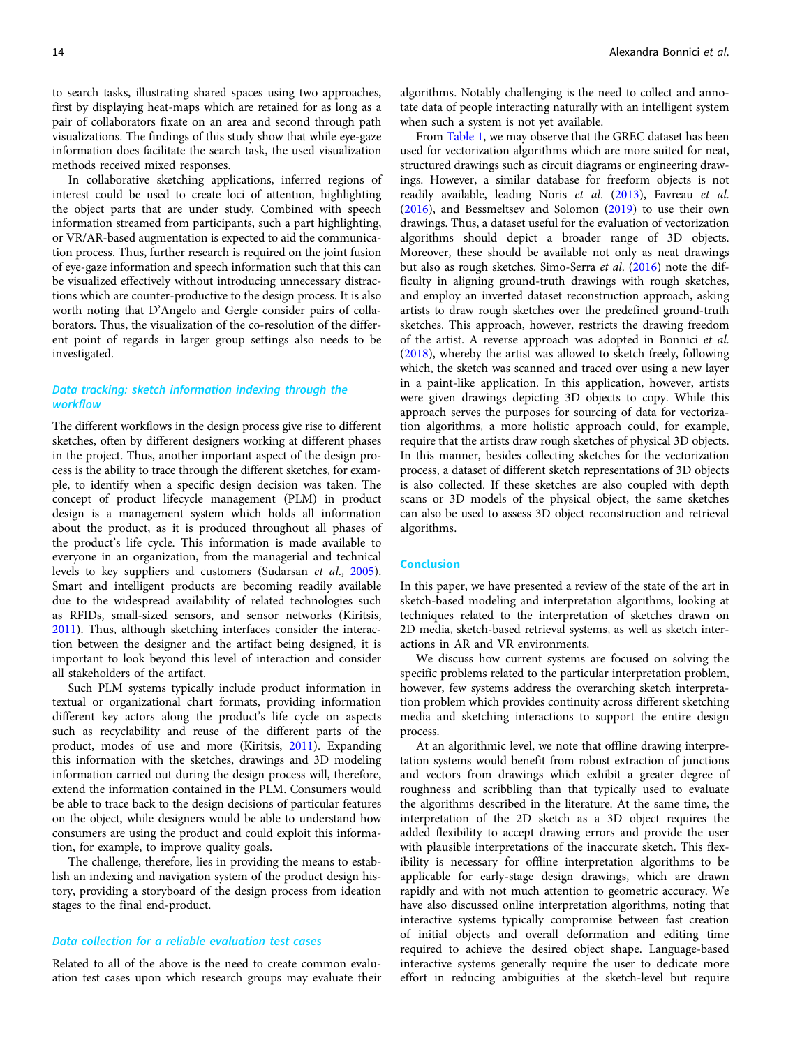to search tasks, illustrating shared spaces using two approaches, first by displaying heat-maps which are retained for as long as a pair of collaborators fixate on an area and second through path visualizations. The findings of this study show that while eye-gaze information does facilitate the search task, the used visualization methods received mixed responses.

In collaborative sketching applications, inferred regions of interest could be used to create loci of attention, highlighting the object parts that are under study. Combined with speech information streamed from participants, such a part highlighting, or VR/AR-based augmentation is expected to aid the communication process. Thus, further research is required on the joint fusion of eye-gaze information and speech information such that this can be visualized effectively without introducing unnecessary distractions which are counter-productive to the design process. It is also worth noting that D'Angelo and Gergle consider pairs of collaborators. Thus, the visualization of the co-resolution of the different point of regards in larger group settings also needs to be investigated.

### *Data tracking: sketch information indexing through the workflow*

The different workflows in the design process give rise to different sketches, often by different designers working at different phases in the project. Thus, another important aspect of the design process is the ability to trace through the different sketches, for example, to identify when a specific design decision was taken. The concept of product lifecycle management (PLM) in product design is a management system which holds all information about the product, as it is produced throughout all phases of the product's life cycle. This information is made available to everyone in an organization, from the managerial and technical levels to key suppliers and customers (Sudarsan *et al*., 2005). Smart and intelligent products are becoming readily available due to the widespread availability of related technologies such as RFIDs, small-sized sensors, and sensor networks (Kiritsis, 2011). Thus, although sketching interfaces consider the interaction between the designer and the artifact being designed, it is important to look beyond this level of interaction and consider all stakeholders of the artifact.

Such PLM systems typically include product information in textual or organizational chart formats, providing information different key actors along the product's life cycle on aspects such as recyclability and reuse of the different parts of the product, modes of use and more (Kiritsis, 2011). Expanding this information with the sketches, drawings and 3D modeling information carried out during the design process will, therefore, extend the information contained in the PLM. Consumers would be able to trace back to the design decisions of particular features on the object, while designers would be able to understand how consumers are using the product and could exploit this information, for example, to improve quality goals.

The challenge, therefore, lies in providing the means to establish an indexing and navigation system of the product design history, providing a storyboard of the design process from ideation stages to the final end-product.

### *Data collection for a reliable evaluation test cases*

Related to all of the above is the need to create common evaluation test cases upon which research groups may evaluate their algorithms. Notably challenging is the need to collect and annotate data of people interacting naturally with an intelligent system when such a system is not yet available.

From Table 1, we may observe that the GREC dataset has been used for vectorization algorithms which are more suited for neat, structured drawings such as circuit diagrams or engineering drawings. However, a similar database for freeform objects is not readily available, leading Noris *et al*. (2013), Favreau *et al*. (2016), and Bessmeltsev and Solomon (2019) to use their own drawings. Thus, a dataset useful for the evaluation of vectorization algorithms should depict a broader range of 3D objects. Moreover, these should be available not only as neat drawings but also as rough sketches. Simo-Serra *et al*. (2016) note the difficulty in aligning ground-truth drawings with rough sketches, and employ an inverted dataset reconstruction approach, asking artists to draw rough sketches over the predefined ground-truth sketches. This approach, however, restricts the drawing freedom of the artist. A reverse approach was adopted in Bonnici *et al*. (2018), whereby the artist was allowed to sketch freely, following which, the sketch was scanned and traced over using a new layer in a paint-like application. In this application, however, artists were given drawings depicting 3D objects to copy. While this approach serves the purposes for sourcing of data for vectorization algorithms, a more holistic approach could, for example, require that the artists draw rough sketches of physical 3D objects. In this manner, besides collecting sketches for the vectorization process, a dataset of different sketch representations of 3D objects is also collected. If these sketches are also coupled with depth scans or 3D models of the physical object, the same sketches can also be used to assess 3D object reconstruction and retrieval algorithms.

## Conclusion

In this paper, we have presented a review of the state of the art in sketch-based modeling and interpretation algorithms, looking at techniques related to the interpretation of sketches drawn on 2D media, sketch-based retrieval systems, as well as sketch interactions in AR and VR environments.

We discuss how current systems are focused on solving the specific problems related to the particular interpretation problem, however, few systems address the overarching sketch interpretation problem which provides continuity across different sketching media and sketching interactions to support the entire design process.

At an algorithmic level, we note that offline drawing interpretation systems would benefit from robust extraction of junctions and vectors from drawings which exhibit a greater degree of roughness and scribbling than that typically used to evaluate the algorithms described in the literature. At the same time, the interpretation of the 2D sketch as a 3D object requires the added flexibility to accept drawing errors and provide the user with plausible interpretations of the inaccurate sketch. This flexibility is necessary for offline interpretation algorithms to be applicable for early-stage design drawings, which are drawn rapidly and with not much attention to geometric accuracy. We have also discussed online interpretation algorithms, noting that interactive systems typically compromise between fast creation of initial objects and overall deformation and editing time required to achieve the desired object shape. Language-based interactive systems generally require the user to dedicate more effort in reducing ambiguities at the sketch-level but require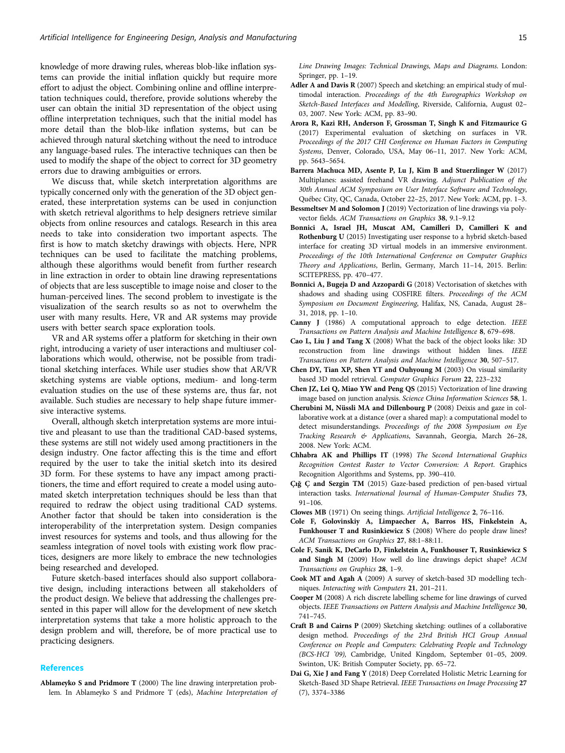knowledge of more drawing rules, whereas blob-like inflation systems can provide the initial inflation quickly but require more effort to adjust the object. Combining online and offline interpretation techniques could, therefore, provide solutions whereby the user can obtain the initial 3D representation of the object using offline interpretation techniques, such that the initial model has more detail than the blob-like inflation systems, but can be achieved through natural sketching without the need to introduce any language-based rules. The interactive techniques can then be used to modify the shape of the object to correct for 3D geometry errors due to drawing ambiguities or errors.

We discuss that, while sketch interpretation algorithms are typically concerned only with the generation of the 3D object generated, these interpretation systems can be used in conjunction with sketch retrieval algorithms to help designers retrieve similar objects from online resources and catalogs. Research in this area needs to take into consideration two important aspects. The first is how to match sketchy drawings with objects. Here, NPR techniques can be used to facilitate the matching problems, although these algorithms would benefit from further research in line extraction in order to obtain line drawing representations of objects that are less susceptible to image noise and closer to the human-perceived lines. The second problem to investigate is the visualization of the search results so as not to overwhelm the user with many results. Here, VR and AR systems may provide users with better search space exploration tools.

VR and AR systems offer a platform for sketching in their own right, introducing a variety of user interactions and multiuser collaborations which would, otherwise, not be possible from traditional sketching interfaces. While user studies show that AR/VR sketching systems are viable options, medium- and long-term evaluation studies on the use of these systems are, thus far, not available. Such studies are necessary to help shape future immersive interactive systems.

Overall, although sketch interpretation systems are more intuitive and pleasant to use than the traditional CAD-based systems, these systems are still not widely used among practitioners in the design industry. One factor affecting this is the time and effort required by the user to take the initial sketch into its desired 3D form. For these systems to have any impact among practitioners, the time and effort required to create a model using automated sketch interpretation techniques should be less than that required to redraw the object using traditional CAD systems. Another factor that should be taken into consideration is the interoperability of the interpretation system. Design companies invest resources for systems and tools, and thus allowing for the seamless integration of novel tools with existing work flow practices, designers are more likely to embrace the new technologies being researched and developed.

Future sketch-based interfaces should also support collaborative design, including interactions between all stakeholders of the product design. We believe that addressing the challenges presented in this paper will allow for the development of new sketch interpretation systems that take a more holistic approach to the design problem and will, therefore, be of more practical use to practicing designers.

## References

**Ablameyko S and Pridmore T** (2000) The line drawing interpretation problem. In Ablameyko S and Pridmore T (eds), *Machine Interpretation of Line Drawing Images: Technical Drawings, Maps and Diagrams*. London: Springer, pp. 1–19.

**Adler A and Davis R** (2007) Speech and sketching: an empirical study of multimodal interaction. *Proceedings of the 4th Eurographics Workshop on Sketch-Based Interfaces and Modelling*, Riverside, California, August 02–03, 2007. New York: ACM, pp. 83–90.

**Arora R, Kazi RH, Anderson F, Grossman T, Singh K and Fitzmaurice G** (2017) Experimental evaluation of sketching on surfaces in VR. *Proceedings of the 2017 CHI Conference on Human Factors in Computing Systems*, Denver, Colorado, USA, May 06–11, 2017. New York: ACM, pp. 5643–5654.

**Barrera Machuca MD, Asente P, Lu J, Kim B and Stuerzlinger W** (2017) Multiplanes: assisted freehand VR drawing. *Adjunct Publication of the 30th Annual ACM Symposium on User Interface Software and Technology*, Québec City, QC, Canada, October 22–25, 2017. New York: ACM, pp. 1–3.

**Bessmeltsev M and Solomon J** (2019) Vectorization of line drawings via polyvector fields. *ACM Transactions on Graphics* **38**, 9.1–9.12

**Bonnici A, Israel JH, Muscat AM, Camilleri D, Camilleri K and Rothenburg U** (2015) Investigating user response to a hybrid sketch-based interface for creating 3D virtual models in an immersive environment. *Proceedings of the 10th International Conference on Computer Graphics Theory and Applications*, Berlin, Germany, March 11–14, 2015. Berlin: SCITEPRESS, pp. 470–477.

**Bonnici A, Bugeja D and Azzopardi G** (2018) Vectorisation of sketches with shadows and shading using COSFIRE filters. *Proceedings of the ACM Symposium on Document Engineering*, Halifax, NS, Canada, August 28–31, 2018, pp. 1–10.

**Canny J** (1986) A computational approach to edge detection. *IEEE Transactions on Pattern Analysis and Machine Intelligence* **8**, 679–698.

**Cao L, Liu J and Tang X** (2008) What the back of the object looks like: 3D reconstruction from line drawings without hidden lines. *IEEE Transactions on Pattern Analysis and Machine Intelligence* **30**, 507–517.

**Chen DY, Tian XP, Shen YT and Ouhyoung M** (2003) On visual similarity based 3D model retrieval. *Computer Graphics Forum* **22**, 223–232

**Chen JZ, Lei Q, Miao YW and Peng QS** (2015) Vectorization of line drawing image based on junction analysis. *Science China Information Sciences* **58**, 1.

**Cherubini M, Nüssli MA and Dillenbourg P** (2008) Deixis and gaze in collaborative work at a distance (over a shared map): a computational model to detect misunderstandings. *Proceedings of the 2008 Symposium on Eye Tracking Research & Applications*, Savannah, Georgia, March 26–28, 2008. New York: ACM.

**Chhabra AK and Phillips IT** (1998) *The Second International Graphics Recognition Contest Raster to Vector Conversion: A Report*. Graphics Recognition Algorithms and Systems, pp. 390–410.

**Çığ Ç and Sezgin TM** (2015) Gaze-based prediction of pen-based virtual interaction tasks. *International Journal of Human-Computer Studies* **73**, 91–106.

**Clowes MB** (1971) On seeing things. *Artificial Intelligence* **2**, 76–116.

**Cole F, Golovinskiy A, Limpaecher A, Barros HS, Finkelstein A, Funkhouser T and Rusinkiewicz S** (2008) Where do people draw lines? *ACM Transactions on Graphics* **27**, 88:1–88:11.

**Cole F, Sanik K, DeCarlo D, Finkelstein A, Funkhouser T, Rusinkiewicz S and Singh M** (2009) How well do line drawings depict shape? *ACM Transactions on Graphics* **28**, 1–9.

**Cook MT and Agah A** (2009) A survey of sketch-based 3D modelling techniques. *Interacting with Computers* **21**, 201–211.

**Cooper M** (2008) A rich discrete labelling scheme for line drawings of curved objects. *IEEE Transactions on Pattern Analysis and Machine Intelligence* **30**, 741–745.

**Craft B and Cairns P** (2009) Sketching sketching: outlines of a collaborative design method. *Proceedings of the 23rd British HCI Group Annual Conference on People and Computers: Celebrating People and Technology (BCS-HCI '09),* Cambridge, United Kingdom, September 01–05, 2009. Swinton, UK: British Computer Society, pp. 65–72.

**Dai G, Xie J and Fang Y** (2018) Deep Correlated Holistic Metric Learning for Sketch-Based 3D Shape Retrieval. *IEEE Transactions on Image Processing* **27** (7), 3374–3386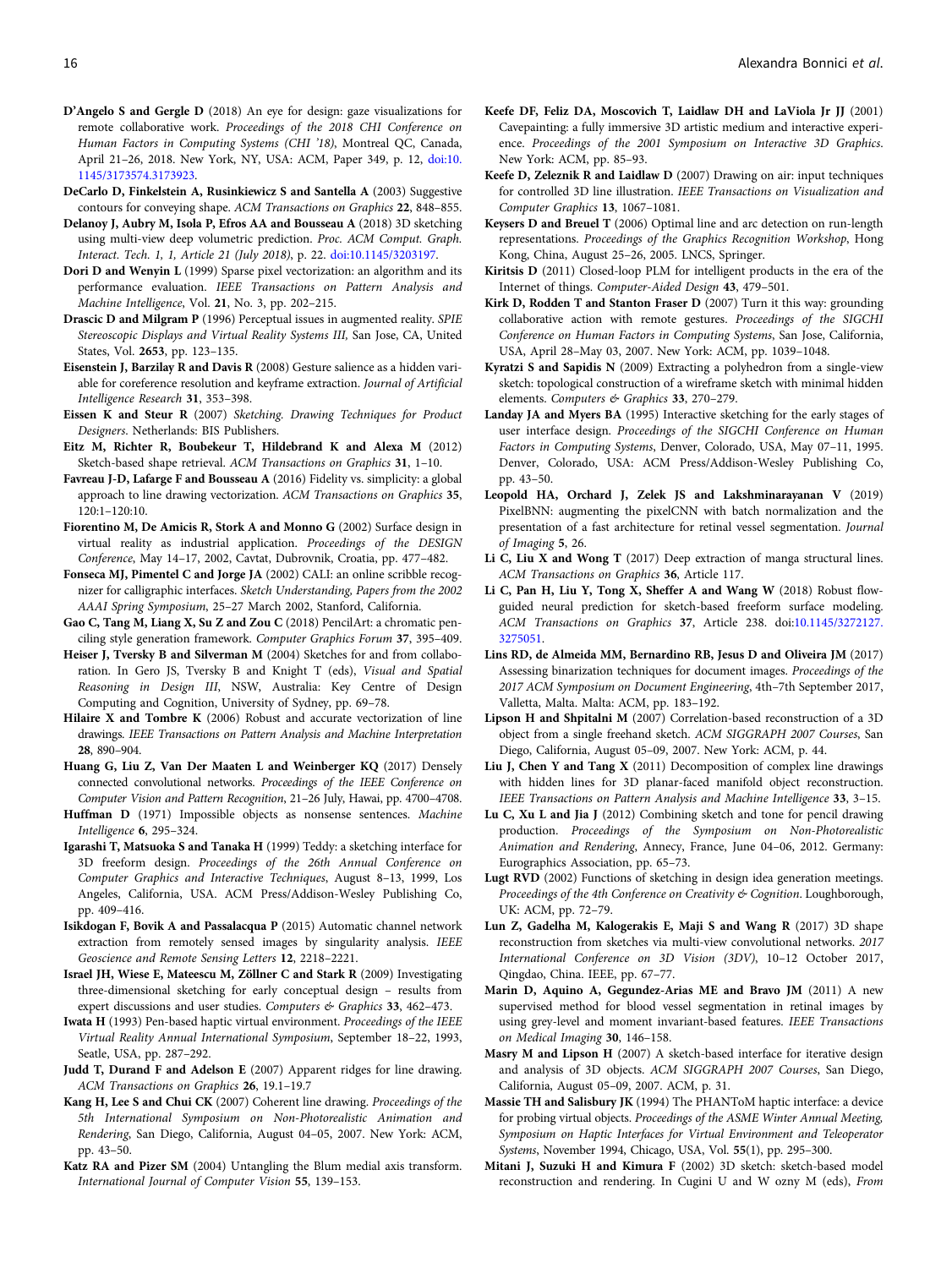**D'Angelo S and Gergle D** (2018) An eye for design: gaze visualizations for remote collaborative work. *Proceedings of the 2018 CHI Conference on Human Factors in Computing Systems (CHI '18)*, Montreal QC, Canada, April 21–26, 2018. New York, NY, USA: ACM, Paper 349, p. 12, doi:10.1145/3173574.3173923.

**DeCarlo D, Finkelstein A, Rusinkiewicz S and Santella A** (2003) Suggestive contours for conveying shape. *ACM Transactions on Graphics* **22**, 848–855.

**Delanoy J, Aubry M, Isola P, Efros AA and Bousseau A** (2018) 3D sketching using multi-view deep volumetric prediction. *Proc. ACM Comput. Graph. Interact. Tech. 1, 1, Article 21 (July 2018)*, p. 22. doi:10.1145/3203197.

**Dori D and Wenyin L** (1999) Sparse pixel vectorization: an algorithm and its performance evaluation. *IEEE Transactions on Pattern Analysis and Machine Intelligence*, Vol. **21**, No. 3, pp. 202–215.

**Drascic D and Milgram P** (1996) Perceptual issues in augmented reality. *SPIE Stereoscopic Displays and Virtual Reality Systems III*, San Jose, CA, United States, Vol. **2653**, pp. 123–135.

**Eisenstein J, Barzilay R and Davis R** (2008) Gesture salience as a hidden variable for coreference resolution and keyframe extraction. *Journal of Artificial Intelligence Research* **31**, 353–398.

**Eissen K and Steur R** (2007) *Sketching. Drawing Techniques for Product Designers*. Netherlands: BIS Publishers.

**Eitz M, Richter R, Boubekeur T, Hildebrand K and Alexa M** (2012) Sketch-based shape retrieval. *ACM Transactions on Graphics* **31**, 1–10.

**Favreau J-D, Lafarge F and Bousseau A** (2016) Fidelity vs. simplicity: a global approach to line drawing vectorization. *ACM Transactions on Graphics* **35**, 120:1–120:10.

**Fiorentino M, De Amicis R, Stork A and Monno G** (2002) Surface design in virtual reality as industrial application. *Proceedings of the DESIGN Conference*, May 14–17, 2002, Cavtat, Dubrovnik, Croatia, pp. 477–482.

**Fonseca MJ, Pimentel C and Jorge JA** (2002) CALI: an online scribble recognizer for calligraphic interfaces. *Sketch Understanding, Papers from the 2002 AAAI Spring Symposium*, 25–27 March 2002, Stanford, California.

**Gao C, Tang M, Liang X, Su Z and Zou C** (2018) PencilArt: a chromatic penciling style generation framework. *Computer Graphics Forum* **37**, 395–409.

**Heiser J, Tversky B and Silverman M** (2004) Sketches for and from collaboration. In Gero JS, Tversky B and Knight T (eds), *Visual and Spatial Reasoning in Design III*, NSW, Australia: Key Centre of Design Computing and Cognition, University of Sydney, pp. 69–78.

**Hilaire X and Tombre K** (2006) Robust and accurate vectorization of line drawings. *IEEE Transactions on Pattern Analysis and Machine Interpretation* **28**, 890–904.

**Huang G, Liu Z, Van Der Maaten L and Weinberger KQ** (2017) Densely connected convolutional networks. *Proceedings of the IEEE Conference on Computer Vision and Pattern Recognition*, 21–26 July, Hawai, pp. 4700–4708.

**Huffman D** (1971) Impossible objects as nonsense sentences. *Machine Intelligence* **6**, 295–324.

**Igarashi T, Matsuoka S and Tanaka H** (1999) Teddy: a sketching interface for 3D freeform design. *Proceedings of the 26th Annual Conference on Computer Graphics and Interactive Techniques*, August 8–13, 1999, Los Angeles, California, USA. ACM Press/Addison-Wesley Publishing Co, pp. 409–416.

**Isikdogan F, Bovik A and Passalacqua P** (2015) Automatic channel network extraction from remotely sensed images by singularity analysis. *IEEE Geoscience and Remote Sensing Letters* **12**, 2218–2221.

**Israel JH, Wiese E, Mateescu M, Zöllner C and Stark R** (2009) Investigating three-dimensional sketching for early conceptual design – results from expert discussions and user studies. *Computers & Graphics* **33**, 462–473.

**Iwata H** (1993) Pen-based haptic virtual environment. *Proceedings of the IEEE Virtual Reality Annual International Symposium*, September 18–22, 1993, Seatle, USA, pp. 287–292.

**Judd T, Durand F and Adelson E** (2007) Apparent ridges for line drawing. *ACM Transactions on Graphics* **26**, 19.1–19.7

**Kang H, Lee S and Chui CK** (2007) Coherent line drawing. *Proceedings of the 5th International Symposium on Non-Photorealistic Animation and Rendering*, San Diego, California, August 04–05, 2007. New York: ACM, pp. 43–50.

**Katz RA and Pizer SM** (2004) Untangling the Blum medial axis transform. *International Journal of Computer Vision* **55**, 139–153.

**Keefe DF, Feliz DA, Moscovich T, Laidlaw DH and LaViola Jr JJ** (2001) Cavepainting: a fully immersive 3D artistic medium and interactive experience. *Proceedings of the 2001 Symposium on Interactive 3D Graphics*. New York: ACM, pp. 85–93.

**Keefe D, Zeleznik R and Laidlaw D** (2007) Drawing on air: input techniques for controlled 3D line illustration. *IEEE Transactions on Visualization and Computer Graphics* **13**, 1067–1081.

**Keysers D and Breuel T** (2006) Optimal line and arc detection on run-length representations. *Proceedings of the Graphics Recognition Workshop*, Hong Kong, China, August 25–26, 2005. LNCS, Springer.

**Kiritsis D** (2011) Closed-loop PLM for intelligent products in the era of the Internet of things. *Computer-Aided Design* **43**, 479–501.

**Kirk D, Rodden T and Stanton Fraser D** (2007) Turn it this way: grounding collaborative action with remote gestures. *Proceedings of the SIGCHI Conference on Human Factors in Computing Systems*, San Jose, California, USA, April 28–May 03, 2007. New York: ACM, pp. 1039–1048.

**Kyratzi S and Sapidis N** (2009) Extracting a polyhedron from a single-view sketch: topological construction of a wireframe sketch with minimal hidden elements. *Computers & Graphics* **33**, 270–279.

**Landay JA and Myers BA** (1995) Interactive sketching for the early stages of user interface design. *Proceedings of the SIGCHI Conference on Human Factors in Computing Systems*, Denver, Colorado, USA, May 07–11, 1995. Denver, Colorado, USA: ACM Press/Addison-Wesley Publishing Co, pp. 43–50.

**Leopold HA, Orchard J, Zelek JS and Lakshminarayanan V** (2019) PixelBNN: augmenting the pixelCNN with batch normalization and the presentation of a fast architecture for retinal vessel segmentation. *Journal of Imaging* **5**, 26.

**Li C, Liu X and Wong T** (2017) Deep extraction of manga structural lines. *ACM Transactions on Graphics* **36**, Article 117.

**Li C, Pan H, Liu Y, Tong X, Sheffer A and Wang W** (2018) Robust flow-guided neural prediction for sketch-based freeform surface modeling. *ACM Transactions on Graphics* **37**, Article 238. doi:10.1145/3272127.3275051.

**Lins RD, de Almeida MM, Bernardino RB, Jesus D and Oliveira JM** (2017) Assessing binarization techniques for document images. *Proceedings of the 2017 ACM Symposium on Document Engineering*, 4th–7th September 2017, Valletta, Malta. Malta: ACM, pp. 183–192.

**Lipson H and Shpitalni M** (2007) Correlation-based reconstruction of a 3D object from a single freehand sketch. *ACM SIGGRAPH 2007 Courses*, San Diego, California, August 05–09, 2007. New York: ACM, p. 44.

**Liu J, Chen Y and Tang X** (2011) Decomposition of complex line drawings with hidden lines for 3D planar-faced manifold object reconstruction. *IEEE Transactions on Pattern Analysis and Machine Intelligence* **33**, 3–15.

**Lu C, Xu L and Jia J** (2012) Combining sketch and tone for pencil drawing production. *Proceedings of the Symposium on Non-Photorealistic Animation and Rendering*, Annecy, France, June 04–06, 2012. Germany: Eurographics Association, pp. 65–73.

**Lugt RVD** (2002) Functions of sketching in design idea generation meetings. *Proceedings of the 4th Conference on Creativity & Cognition*. Loughborough, UK: ACM, pp. 72–79.

**Lun Z, Gadelha M, Kalogerakis E, Maji S and Wang R** (2017) 3D shape reconstruction from sketches via multi-view convolutional networks. *2017 International Conference on 3D Vision (3DV)*, 10–12 October 2017, Qingdao, China. IEEE, pp. 67–77.

**Marin D, Aquino A, Gegundez-Arias ME and Bravo JM** (2011) A new supervised method for blood vessel segmentation in retinal images by using grey-level and moment invariant-based features. *IEEE Transactions on Medical Imaging* **30**, 146–158.

**Masry M and Lipson H** (2007) A sketch-based interface for iterative design and analysis of 3D objects. *ACM SIGGRAPH 2007 Courses*, San Diego, California, August 05–09, 2007. ACM, p. 31.

**Massie TH and Salisbury JK** (1994) The PHANToM haptic interface: a device for probing virtual objects. *Proceedings of the ASME Winter Annual Meeting, Symposium on Haptic Interfaces for Virtual Environment and Teleoperator Systems*, November 1994, Chicago, USA, Vol. **55**(1), pp. 295–300.

**Mitani J, Suzuki H and Kimura F** (2002) 3D sketch: sketch-based model reconstruction and rendering. In Cugini U and W ozny M (eds), *From*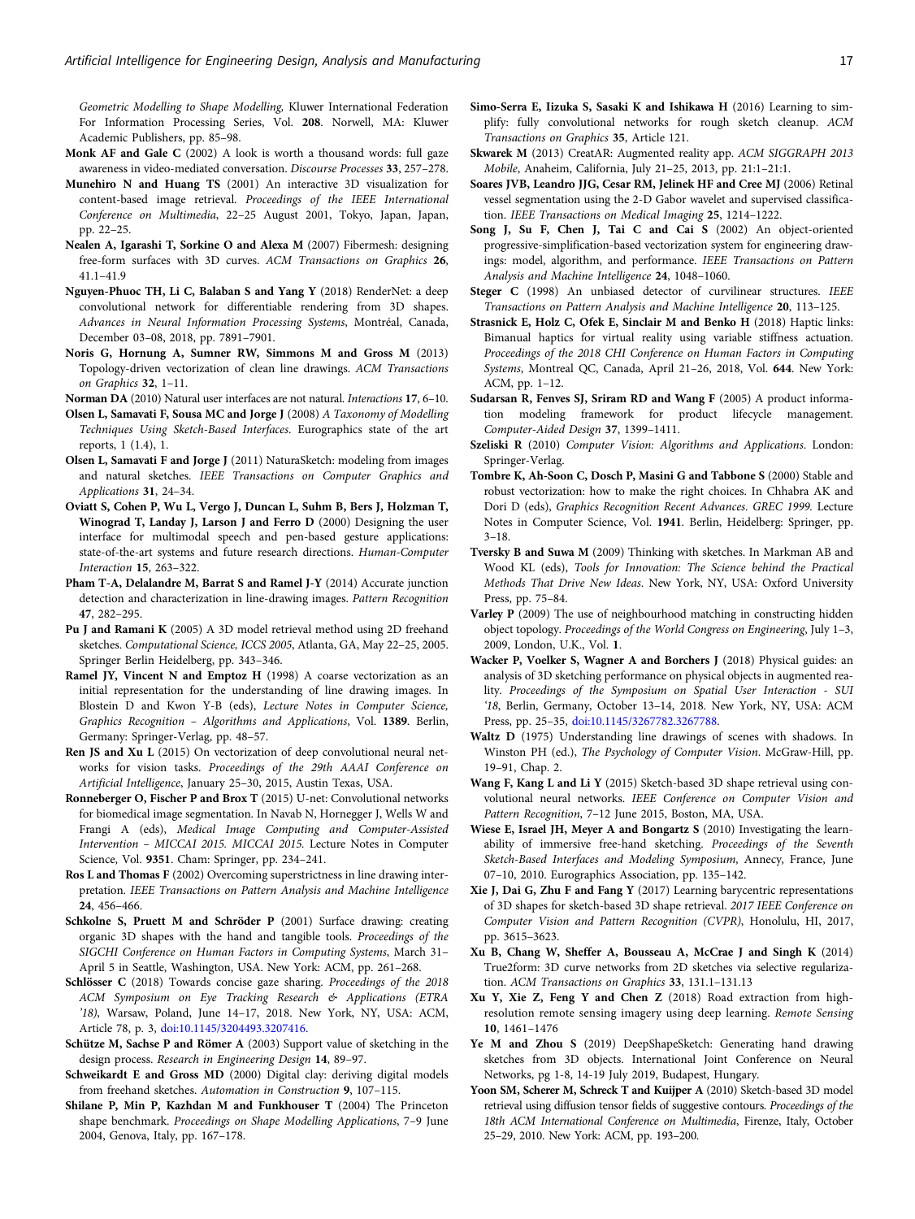Geometric Modelling to Shape Modelling, Kluwer International Federation For Information Processing Series, Vol. **208**. Norwell, MA: Kluwer Academic Publishers, pp. 85–98.

**Monk AF and Gale C** (2002) A look is worth a thousand words: full gaze awareness in video-mediated conversation. *Discourse Processes* **33**, 257–278.

**Munehiro N and Huang TS** (2001) An interactive 3D visualization for content-based image retrieval. *Proceedings of the IEEE International Conference on Multimedia*, 22–25 August 2001, Tokyo, Japan, Japan, pp. 22–25.

**Nealen A, Igarashi T, Sorkine O and Alexa M** (2007) Fibermesh: designing free-form surfaces with 3D curves. *ACM Transactions on Graphics* **26**, 41.1–41.9

**Nguyen-Phuoc TH, Li C, Balaban S and Yang Y** (2018) RenderNet: a deep convolutional network for differentiable rendering from 3D shapes. *Advances in Neural Information Processing Systems*, Montréal, Canada, December 03–08, 2018, pp. 7891–7901.

**Noris G, Hornung A, Sumner RW, Simmons M and Gross M** (2013) Topology-driven vectorization of clean line drawings. *ACM Transactions on Graphics* **32**, 1–11.

**Norman DA** (2010) Natural user interfaces are not natural. *Interactions* **17**, 6–10.

**Olsen L, Samavati F, Sousa MC and Jorge J** (2008) *A Taxonomy of Modelling Techniques Using Sketch-Based Interfaces*. Eurographics state of the art reports, 1 (1.4), 1.

**Olsen L, Samavati F and Jorge J** (2011) NaturaSketch: modeling from images and natural sketches. *IEEE Transactions on Computer Graphics and Applications* **31**, 24–34.

**Oviatt S, Cohen P, Wu L, Vergo J, Duncan L, Suhm B, Bers J, Holzman T, Winograd T, Landay J, Larson J and Ferro D** (2000) Designing the user interface for multimodal speech and pen-based gesture applications: state-of-the-art systems and future research directions. *Human-Computer Interaction* **15**, 263–322.

**Pham T-A, Delalandre M, Barrat S and Ramel J-Y** (2014) Accurate junction detection and characterization in line-drawing images. *Pattern Recognition* **47**, 282–295.

**Pu J and Ramani K** (2005) A 3D model retrieval method using 2D freehand sketches. *Computational Science, ICCS 2005*, Atlanta, GA, May 22–25, 2005. Springer Berlin Heidelberg, pp. 343–346.

**Ramel JY, Vincent N and Emptoz H** (1998) A coarse vectorization as an initial representation for the understanding of line drawing images. In Blostein D and Kwon Y-B (eds), *Lecture Notes in Computer Science, Graphics Recognition – Algorithms and Applications*, Vol. **1389**. Berlin, Germany: Springer-Verlag, pp. 48–57.

**Ren JS and Xu L** (2015) On vectorization of deep convolutional neural networks for vision tasks. *Proceedings of the 29th AAAI Conference on Artificial Intelligence*, January 25–30, 2015, Austin Texas, USA.

**Ronneberger O, Fischer P and Brox T** (2015) U-net: Convolutional networks for biomedical image segmentation. In Navab N, Hornegger J, Wells W and Frangi A (eds), *Medical Image Computing and Computer-Assisted Intervention – MICCAI 2015. MICCAI 2015.* Lecture Notes in Computer Science, Vol. **9351**. Cham: Springer, pp. 234–241.

**Ros L and Thomas F** (2002) Overcoming superstrictness in line drawing interpretation. *IEEE Transactions on Pattern Analysis and Machine Intelligence* **24**, 456–466.

**Schkolne S, Pruett M and Schröder P** (2001) Surface drawing: creating organic 3D shapes with the hand and tangible tools. *Proceedings of the SIGCHI Conference on Human Factors in Computing Systems*, March 31–April 5 in Seattle, Washington, USA. New York: ACM, pp. 261–268.

**Schlösser C** (2018) Towards concise gaze sharing. *Proceedings of the 2018 ACM Symposium on Eye Tracking Research & Applications (ETRA '18)*, Warsaw, Poland, June 14–17, 2018. New York, NY, USA: ACM, Article 78, p. 3, doi:10.1145/3204493.3207416.

**Schütze M, Sachse P and Römer A** (2003) Support value of sketching in the design process. *Research in Engineering Design* **14**, 89–97.

**Schweikardt E and Gross MD** (2000) Digital clay: deriving digital models from freehand sketches. *Automation in Construction* **9**, 107–115.

**Shilane P, Min P, Kazhdan M and Funkhouser T** (2004) The Princeton shape benchmark. *Proceedings on Shape Modelling Applications*, 7–9 June 2004, Genova, Italy, pp. 167–178.

**Simo-Serra E, Iizuka S, Sasaki K and Ishikawa H** (2016) Learning to simplify: fully convolutional networks for rough sketch cleanup. *ACM Transactions on Graphics* **35**, Article 121.

**Skwarek M** (2013) CreatAR: Augmented reality app. *ACM SIGGRAPH 2013 Mobile*, Anaheim, California, July 21–25, 2013, pp. 21:1–21:1.

**Soares JVB, Leandro JJG, Cesar RM, Jelinek HF and Cree MJ** (2006) Retinal vessel segmentation using the 2-D Gabor wavelet and supervised classification. *IEEE Transactions on Medical Imaging* **25**, 1214–1222.

**Song J, Su F, Chen J, Tai C and Cai S** (2002) An object-oriented progressive-simplification-based vectorization system for engineering drawings: model, algorithm, and performance. *IEEE Transactions on Pattern Analysis and Machine Intelligence* **24**, 1048–1060.

**Steger C** (1998) An unbiased detector of curvilinear structures. *IEEE Transactions on Pattern Analysis and Machine Intelligence* **20**, 113–125.

**Strasnick E, Holz C, Ofek E, Sinclair M and Benko H** (2018) Haptic links: Bimanual haptics for virtual reality using variable stiffness actuation. *Proceedings of the 2018 CHI Conference on Human Factors in Computing Systems*, Montreal QC, Canada, April 21–26, 2018, Vol. **644**. New York: ACM, pp. 1–12.

**Sudarsan R, Fenves SJ, Sriram RD and Wang F** (2005) A product information modeling framework for product lifecycle management. *Computer-Aided Design* **37**, 1399–1411.

**Szeliski R** (2010) *Computer Vision: Algorithms and Applications*. London: Springer-Verlag.

**Tombre K, Ah-Soon C, Dosch P, Masini G and Tabbone S** (2000) Stable and robust vectorization: how to make the right choices. In Chhabra AK and Dori D (eds), *Graphics Recognition Recent Advances. GREC 1999.* Lecture Notes in Computer Science, Vol. **1941**. Berlin, Heidelberg: Springer, pp. 3–18.

**Tversky B and Suwa M** (2009) Thinking with sketches. In Markman AB and Wood KL (eds), *Tools for Innovation: The Science behind the Practical Methods That Drive New Ideas*. New York, NY, USA: Oxford University Press, pp. 75–84.

**Varley P** (2009) The use of neighbourhood matching in constructing hidden object topology. *Proceedings of the World Congress on Engineering*, July 1–3, 2009, London, U.K., Vol. **1**.

**Wacker P, Voelker S, Wagner A and Borchers J** (2018) Physical guides: an analysis of 3D sketching performance on physical objects in augmented reality. *Proceedings of the Symposium on Spatial User Interaction - SUI '18*, Berlin, Germany, October 13–14, 2018. New York, NY, USA: ACM Press, pp. 25–35, doi:10.1145/3267782.3267788.

**Waltz D** (1975) Understanding line drawings of scenes with shadows. In Winston PH (ed.), *The Psychology of Computer Vision*. McGraw-Hill, pp. 19–91, Chap. 2.

**Wang F, Kang L and Li Y** (2015) Sketch-based 3D shape retrieval using convolutional neural networks. *IEEE Conference on Computer Vision and Pattern Recognition*, 7–12 June 2015, Boston, MA, USA.

**Wiese E, Israel JH, Meyer A and Bongartz S** (2010) Investigating the learnability of immersive free-hand sketching. *Proceedings of the Seventh Sketch-Based Interfaces and Modeling Symposium*, Annecy, France, June 07–10, 2010. Eurographics Association, pp. 135–142.

**Xie J, Dai G, Zhu F and Fang Y** (2017) Learning barycentric representations of 3D shapes for sketch-based 3D shape retrieval. *2017 IEEE Conference on Computer Vision and Pattern Recognition (CVPR)*, Honolulu, HI, 2017, pp. 3615–3623.

**Xu B, Chang W, Sheffer A, Bousseau A, McCrae J and Singh K** (2014) True2form: 3D curve networks from 2D sketches via selective regularization. *ACM Transactions on Graphics* **33**, 131.1–131.13

**Xu Y, Xie Z, Feng Y and Chen Z** (2018) Road extraction from high-resolution remote sensing imagery using deep learning. *Remote Sensing* **10**, 1461–1476

**Ye M and Zhou S** (2019) DeepShapeSketch: Generating hand drawing sketches from 3D objects. International Joint Conference on Neural Networks, pg 1-8, 14-19 July 2019, Budapest, Hungary.

**Yoon SM, Scherer M, Schreck T and Kuijper A** (2010) Sketch-based 3D model retrieval using diffusion tensor fields of suggestive contours. *Proceedings of the 18th ACM International Conference on Multimedia*, Firenze, Italy, October 25–29, 2010. New York: ACM, pp. 193–200.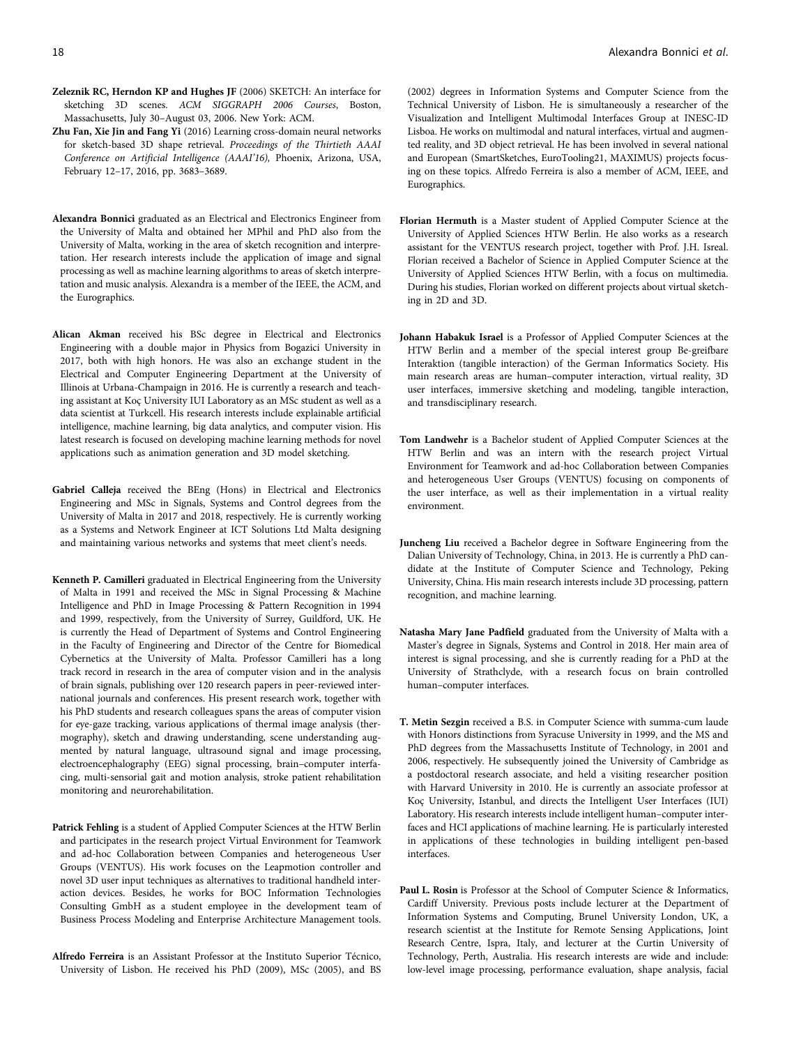**Zeleznik RC, Herndon KP and Hughes JF** (2006) SKETCH: An interface for sketching 3D scenes. *ACM SIGGRAPH 2006 Courses*, Boston, Massachusetts, July 30–August 03, 2006. New York: ACM.

**Zhu Fan, Xie Jin and Fang Yi** (2016) Learning cross-domain neural networks for sketch-based 3D shape retrieval. *Proceedings of the Thirtieth AAAI Conference on Artificial Intelligence (AAAI'16),* Phoenix, Arizona, USA, February 12–17, 2016, pp. 3683–3689.

**Alexandra Bonnici** graduated as an Electrical and Electronics Engineer from the University of Malta and obtained her MPhil and PhD also from the University of Malta, working in the area of sketch recognition and interpretation. Her research interests include the application of image and signal processing as well as machine learning algorithms to areas of sketch interpretation and music analysis. Alexandra is a member of the IEEE, the ACM, and the Eurographics.

**Alican Akman** received his BSc degree in Electrical and Electronics Engineering with a double major in Physics from Bogazici University in 2017, both with high honors. He was also an exchange student in the Electrical and Computer Engineering Department at the University of Illinois at Urbana-Champaign in 2016. He is currently a research and teaching assistant at Koç University IUI Laboratory as an MSc student as well as a data scientist at Turkcell. His research interests include explainable artificial intelligence, machine learning, big data analytics, and computer vision. His latest research is focused on developing machine learning methods for novel applications such as animation generation and 3D model sketching.

**Gabriel Calleja** received the BEng (Hons) in Electrical and Electronics Engineering and MSc in Signals, Systems and Control degrees from the University of Malta in 2017 and 2018, respectively. He is currently working as a Systems and Network Engineer at ICT Solutions Ltd Malta designing and maintaining various networks and systems that meet client's needs.

**Kenneth P. Camilleri** graduated in Electrical Engineering from the University of Malta in 1991 and received the MSc in Signal Processing & Machine Intelligence and PhD in Image Processing & Pattern Recognition in 1994 and 1999, respectively, from the University of Surrey, Guildford, UK. He is currently the Head of Department of Systems and Control Engineering in the Faculty of Engineering and Director of the Centre for Biomedical Cybernetics at the University of Malta. Professor Camilleri has a long track record in research in the area of computer vision and in the analysis of brain signals, publishing over 120 research papers in peer-reviewed international journals and conferences. His present research work, together with his PhD students and research colleagues spans the areas of computer vision for eye-gaze tracking, various applications of thermal image analysis (thermography), sketch and drawing understanding, scene understanding augmented by natural language, ultrasound signal and image processing, electroencephalography (EEG) signal processing, brain–computer interfacing, multi-sensorial gait and motion analysis, stroke patient rehabilitation monitoring and neurorehabilitation.

**Patrick Fehling** is a student of Applied Computer Sciences at the HTW Berlin and participates in the research project Virtual Environment for Teamwork and ad-hoc Collaboration between Companies and heterogeneous User Groups (VENTUS). His work focuses on the Leapmotion controller and novel 3D user input techniques as alternatives to traditional handheld interaction devices. Besides, he works for BOC Information Technologies Consulting GmbH as a student employee in the development team of Business Process Modeling and Enterprise Architecture Management tools.

**Alfredo Ferreira** is an Assistant Professor at the Instituto Superior Técnico, University of Lisbon. He received his PhD (2009), MSc (2005), and BS (2002) degrees in Information Systems and Computer Science from the Technical University of Lisbon. He is simultaneously a researcher of the Visualization and Intelligent Multimodal Interfaces Group at INESC-ID Lisboa. He works on multimodal and natural interfaces, virtual and augmented reality, and 3D object retrieval. He has been involved in several national and European (SmartSketches, EuroTooling21, MAXIMUS) projects focusing on these topics. Alfredo Ferreira is also a member of ACM, IEEE, and Eurographics.

**Florian Hermuth** is a Master student of Applied Computer Science at the University of Applied Sciences HTW Berlin. He also works as a research assistant for the VENTUS research project, together with Prof. J.H. Isreal. Florian received a Bachelor of Science in Applied Computer Science at the University of Applied Sciences HTW Berlin, with a focus on multimedia. During his studies, Florian worked on different projects about virtual sketching in 2D and 3D.

**Johann Habakuk Israel** is a Professor of Applied Computer Sciences at the HTW Berlin and a member of the special interest group Be-greifbare Interaktion (tangible interaction) of the German Informatics Society. His main research areas are human–computer interaction, virtual reality, 3D user interfaces, immersive sketching and modeling, tangible interaction, and transdisciplinary research.

**Tom Landwehr** is a Bachelor student of Applied Computer Sciences at the HTW Berlin and was an intern with the research project Virtual Environment for Teamwork and ad-hoc Collaboration between Companies and heterogeneous User Groups (VENTUS) focusing on components of the user interface, as well as their implementation in a virtual reality environment.

**Juncheng Liu** received a Bachelor degree in Software Engineering from the Dalian University of Technology, China, in 2013. He is currently a PhD candidate at the Institute of Computer Science and Technology, Peking University, China. His main research interests include 3D processing, pattern recognition, and machine learning.

**Natasha Mary Jane Padfield** graduated from the University of Malta with a Master's degree in Signals, Systems and Control in 2018. Her main area of interest is signal processing, and she is currently reading for a PhD at the University of Strathclyde, with a research focus on brain controlled human–computer interfaces.

**T. Metin Sezgin** received a B.S. in Computer Science with summa-cum laude with Honors distinctions from Syracuse University in 1999, and the MS and PhD degrees from the Massachusetts Institute of Technology, in 2001 and 2006, respectively. He subsequently joined the University of Cambridge as a postdoctoral research associate, and held a visiting researcher position with Harvard University in 2010. He is currently an associate professor at Koç University, Istanbul, and directs the Intelligent User Interfaces (IUI) Laboratory. His research interests include intelligent human–computer interfaces and HCI applications of machine learning. He is particularly interested in applications of these technologies in building intelligent pen-based interfaces.

**Paul L. Rosin** is Professor at the School of Computer Science & Informatics, Cardiff University. Previous posts include lecturer at the Department of Information Systems and Computing, Brunel University London, UK, a research scientist at the Institute for Remote Sensing Applications, Joint Research Centre, Ispra, Italy, and lecturer at the Curtin University of Technology, Perth, Australia. His research interests are wide and include: low-level image processing, performance evaluation, shape analysis, facial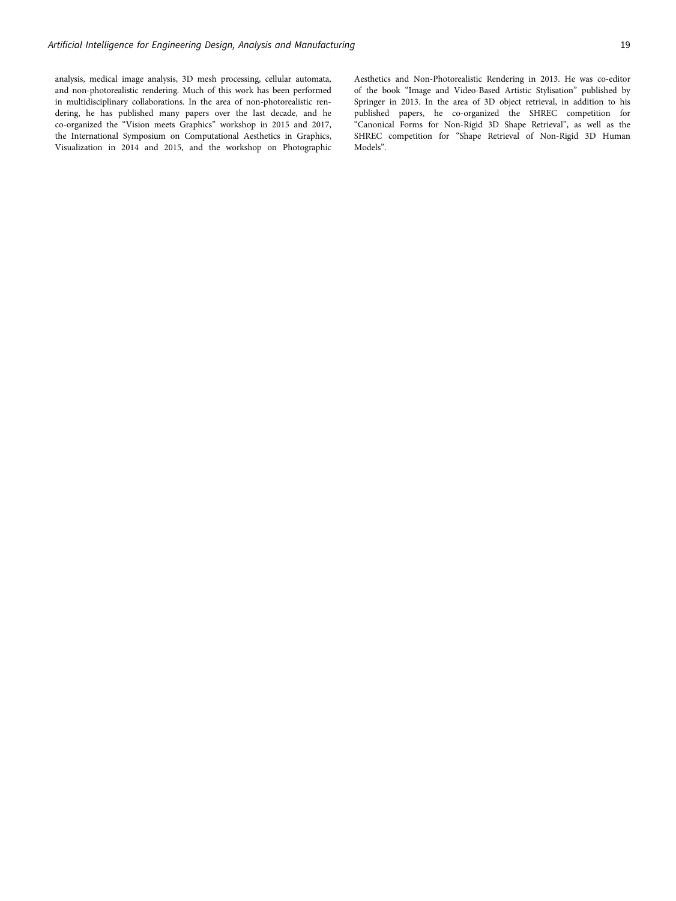analysis, medical image analysis, 3D mesh processing, cellular automata, and non-photorealistic rendering. Much of this work has been performed in multidisciplinary collaborations. In the area of non-photorealistic rendering, he has published many papers over the last decade, and he co-organized the "Vision meets Graphics" workshop in 2015 and 2017, the International Symposium on Computational Aesthetics in Graphics, Visualization in 2014 and 2015, and the workshop on Photographic Aesthetics and Non-Photorealistic Rendering in 2013. He was co-editor of the book "Image and Video-Based Artistic Stylisation" published by Springer in 2013. In the area of 3D object retrieval, in addition to his published papers, he co-organized the SHREC competition for "Canonical Forms for Non-Rigid 3D Shape Retrieval", as well as the SHREC competition for "Shape Retrieval of Non-Rigid 3D Human Models".